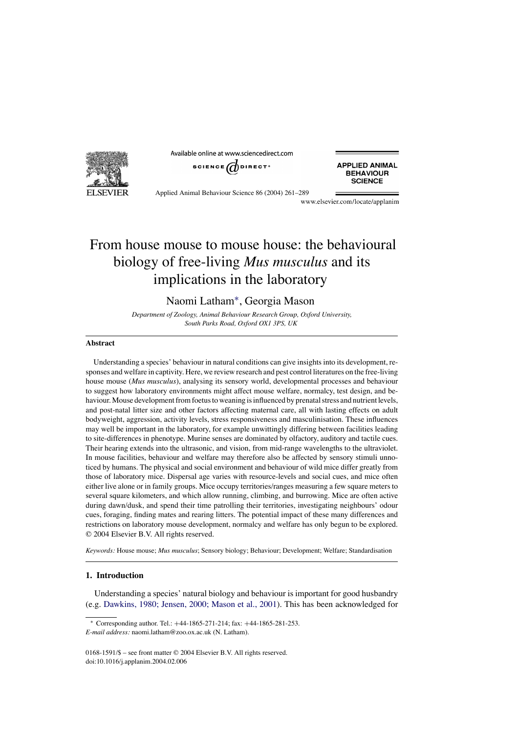# From house mouse to mouse house: the behavioural biology of free-living *Mus musculus* and its implications in the laboratory

Naomi Latham*, Georgia Mason

*Department of Zoology, Animal Behaviour Research Group, Oxford University, South Parks Road, Oxford OX1 3PS, UK*

## Abstract

Understanding a species' behaviour in natural conditions can give insights into its development, responses and welfare in captivity. Here, we review research and pest control literatures on the free-living house mouse (*Mus musculus*), analysing its sensory world, developmental processes and behaviour to suggest how laboratory environments might affect mouse welfare, normalcy, test design, and behaviour. Mouse development from foetus to weaning is influenced by prenatal stress and nutrient levels, and post-natal litter size and other factors affecting maternal care, all with lasting effects on adult bodyweight, aggression, activity levels, stress responsiveness and masculinisation. These influences may well be important in the laboratory, for example unwittingly differing between facilities leading to site-differences in phenotype. Murine senses are dominated by olfactory, auditory and tactile cues. Their hearing extends into the ultrasonic, and vision, from mid-range wavelengths to the ultraviolet. In mouse facilities, behaviour and welfare may therefore also be affected by sensory stimuli unnoticed by humans. The physical and social environment and behaviour of wild mice differ greatly from those of laboratory mice. Dispersal age varies with resource-levels and social cues, and mice often either live alone or in family groups. Mice occupy territories/ranges measuring a few square meters to several square kilometers, and which allow running, climbing, and burrowing. Mice are often active during dawn/dusk, and spend their time patrolling their territories, investigating neighbours' odour cues, foraging, finding mates and rearing litters. The potential impact of these many differences and restrictions on laboratory mouse development, normalcy and welfare has only begun to be explored.
© 2004 Elsevier B.V. All rights reserved.

*Keywords:* House mouse; *Mus musculus*; Sensory biology; Behaviour; Development; Welfare; Standardisation

## 1. Introduction

Understanding a species' natural biology and behaviour is important for good husbandry (e.g. Dawkins, 1980; Jensen, 2000; Mason et al., 2001). This has been acknowledged for

---

* Corresponding author. Tel.: +44-1865-271-214; fax: +44-1865-281-253.
*E-mail address:* naomi.latham@zoo.ox.ac.uk (N. Latham).

0168-1591/$ – see front matter © 2004 Elsevier B.V. All rights reserved.
doi:10.1016/j.applanim.2004.02.006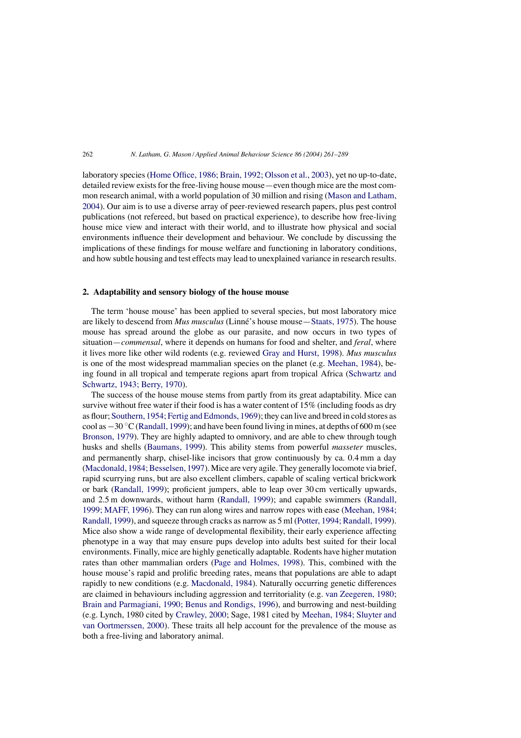laboratory species (Home Office, 1986; Brain, 1992; Olsson et al., 2003), yet no up-to-date, detailed review exists for the free-living house mouse—even though mice are the most common research animal, with a world population of 30 million and rising (Mason and Latham, 2004). Our aim is to use a diverse array of peer-reviewed research papers, plus pest control publications (not refereed, but based on practical experience), to describe how free-living house mice view and interact with their world, and to illustrate how physical and social environments influence their development and behaviour. We conclude by discussing the implications of these findings for mouse welfare and functioning in laboratory conditions, and how subtle housing and test effects may lead to unexplained variance in research results.

## 2. Adaptability and sensory biology of the house mouse

The term 'house mouse' has been applied to several species, but most laboratory mice are likely to descend from *Mus musculus* (Linné's house mouse—Staats, 1975). The house mouse has spread around the globe as our parasite, and now occurs in two types of situation—*commensal*, where it depends on humans for food and shelter, and *feral*, where it lives more like other wild rodents (e.g. reviewed Gray and Hurst, 1998). *Mus musculus* is one of the most widespread mammalian species on the planet (e.g. Meehan, 1984), being found in all tropical and temperate regions apart from tropical Africa (Schwartz and Schwartz, 1943; Berry, 1970).

The success of the house mouse stems from partly from its great adaptability. Mice can survive without free water if their food is has a water content of 15% (including foods as dry as flour; Southern, 1954; Fertig and Edmonds, 1969); they can live and breed in cold stores as cool as −30 °C (Randall, 1999); and have been found living in mines, at depths of 600 m (see Bronson, 1979). They are highly adapted to omnivory, and are able to chew through tough husks and shells (Baumans, 1999). This ability stems from powerful *masseter* muscles, and permanently sharp, chisel-like incisors that grow continuously by ca. 0.4 mm a day (Macdonald, 1984; Besselsen, 1997). Mice are very agile. They generally locomote via brief, rapid scurrying runs, but are also excellent climbers, capable of scaling vertical brickwork or bark (Randall, 1999); proficient jumpers, able to leap over 30 cm vertically upwards, and 2.5 m downwards, without harm (Randall, 1999); and capable swimmers (Randall, 1999; MAFF, 1996). They can run along wires and narrow ropes with ease (Meehan, 1984; Randall, 1999), and squeeze through cracks as narrow as 5 ml (Potter, 1994; Randall, 1999). Mice also show a wide range of developmental flexibility, their early experience affecting phenotype in a way that may ensure pups develop into adults best suited for their local environments. Finally, mice are highly genetically adaptable. Rodents have higher mutation rates than other mammalian orders (Page and Holmes, 1998). This, combined with the house mouse's rapid and prolific breeding rates, means that populations are able to adapt rapidly to new conditions (e.g. Macdonald, 1984). Naturally occurring genetic differences are claimed in behaviours including aggression and territoriality (e.g. van Zeegeren, 1980; Brain and Parmagiani, 1990; Benus and Rondigs, 1996), and burrowing and nest-building (e.g. Lynch, 1980 cited by Crawley, 2000; Sage, 1981 cited by Meehan, 1984; Sluyter and van Oortmerssen, 2000). These traits all help account for the prevalence of the mouse as both a free-living and laboratory animal.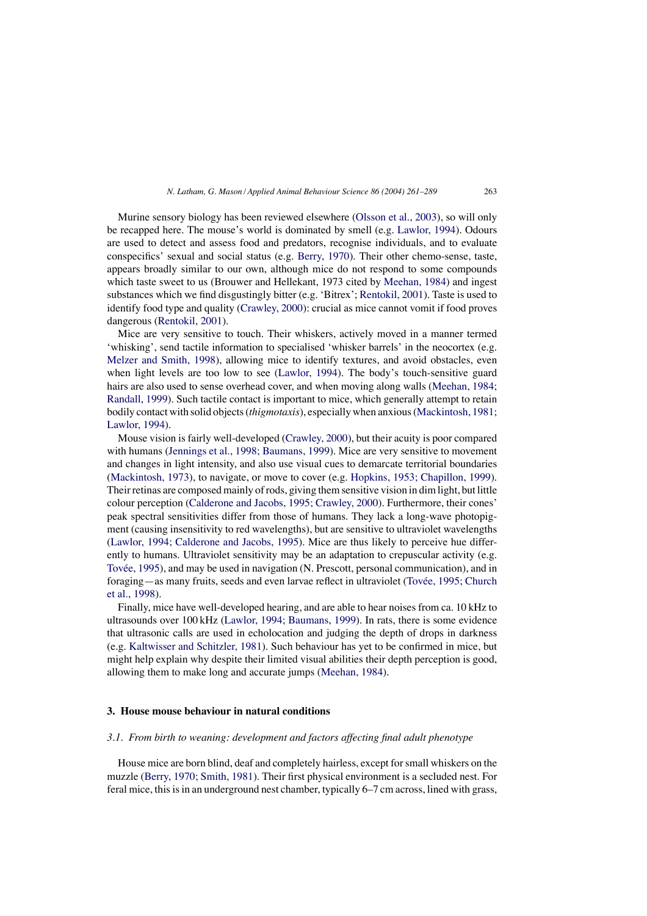Murine sensory biology has been reviewed elsewhere (Olsson et al., 2003), so will only be recapped here. The mouse's world is dominated by smell (e.g. Lawlor, 1994). Odours are used to detect and assess food and predators, recognise individuals, and to evaluate conspecifics' sexual and social status (e.g. Berry, 1970). Their other chemo-sense, taste, appears broadly similar to our own, although mice do not respond to some compounds which taste sweet to us (Brouwer and Hellekant, 1973 cited by Meehan, 1984) and ingest substances which we find disgustingly bitter (e.g. 'Bitrex'; Rentokil, 2001). Taste is used to identify food type and quality (Crawley, 2000): crucial as mice cannot vomit if food proves dangerous (Rentokil, 2001).

Mice are very sensitive to touch. Their whiskers, actively moved in a manner termed 'whisking', send tactile information to specialised 'whisker barrels' in the neocortex (e.g. Melzer and Smith, 1998), allowing mice to identify textures, and avoid obstacles, even when light levels are too low to see (Lawlor, 1994). The body's touch-sensitive guard hairs are also used to sense overhead cover, and when moving along walls (Meehan, 1984; Randall, 1999). Such tactile contact is important to mice, which generally attempt to retain bodily contact with solid objects (*thigmotaxis*), especially when anxious (Mackintosh, 1981; Lawlor, 1994).

Mouse vision is fairly well-developed (Crawley, 2000), but their acuity is poor compared with humans (Jennings et al., 1998; Baumans, 1999). Mice are very sensitive to movement and changes in light intensity, and also use visual cues to demarcate territorial boundaries (Mackintosh, 1973), to navigate, or move to cover (e.g. Hopkins, 1953; Chapillon, 1999). Their retinas are composed mainly of rods, giving them sensitive vision in dim light, but little colour perception (Calderone and Jacobs, 1995; Crawley, 2000). Furthermore, their cones' peak spectral sensitivities differ from those of humans. They lack a long-wave photopigment (causing insensitivity to red wavelengths), but are sensitive to ultraviolet wavelengths (Lawlor, 1994; Calderone and Jacobs, 1995). Mice are thus likely to perceive hue differently to humans. Ultraviolet sensitivity may be an adaptation to crepuscular activity (e.g. Tovée, 1995), and may be used in navigation (N. Prescott, personal communication), and in foraging—as many fruits, seeds and even larvae reflect in ultraviolet (Tovée, 1995; Church et al., 1998).

Finally, mice have well-developed hearing, and are able to hear noises from ca. 10 kHz to ultrasounds over 100 kHz (Lawlor, 1994; Baumans, 1999). In rats, there is some evidence that ultrasonic calls are used in echolocation and judging the depth of drops in darkness (e.g. Kaltwisser and Schitzler, 1981). Such behaviour has yet to be confirmed in mice, but might help explain why despite their limited visual abilities their depth perception is good, allowing them to make long and accurate jumps (Meehan, 1984).

## 3. House mouse behaviour in natural conditions

### *3.1. From birth to weaning: development and factors affecting final adult phenotype*

House mice are born blind, deaf and completely hairless, except for small whiskers on the muzzle (Berry, 1970; Smith, 1981). Their first physical environment is a secluded nest. For feral mice, this is in an underground nest chamber, typically 6–7 cm across, lined with grass,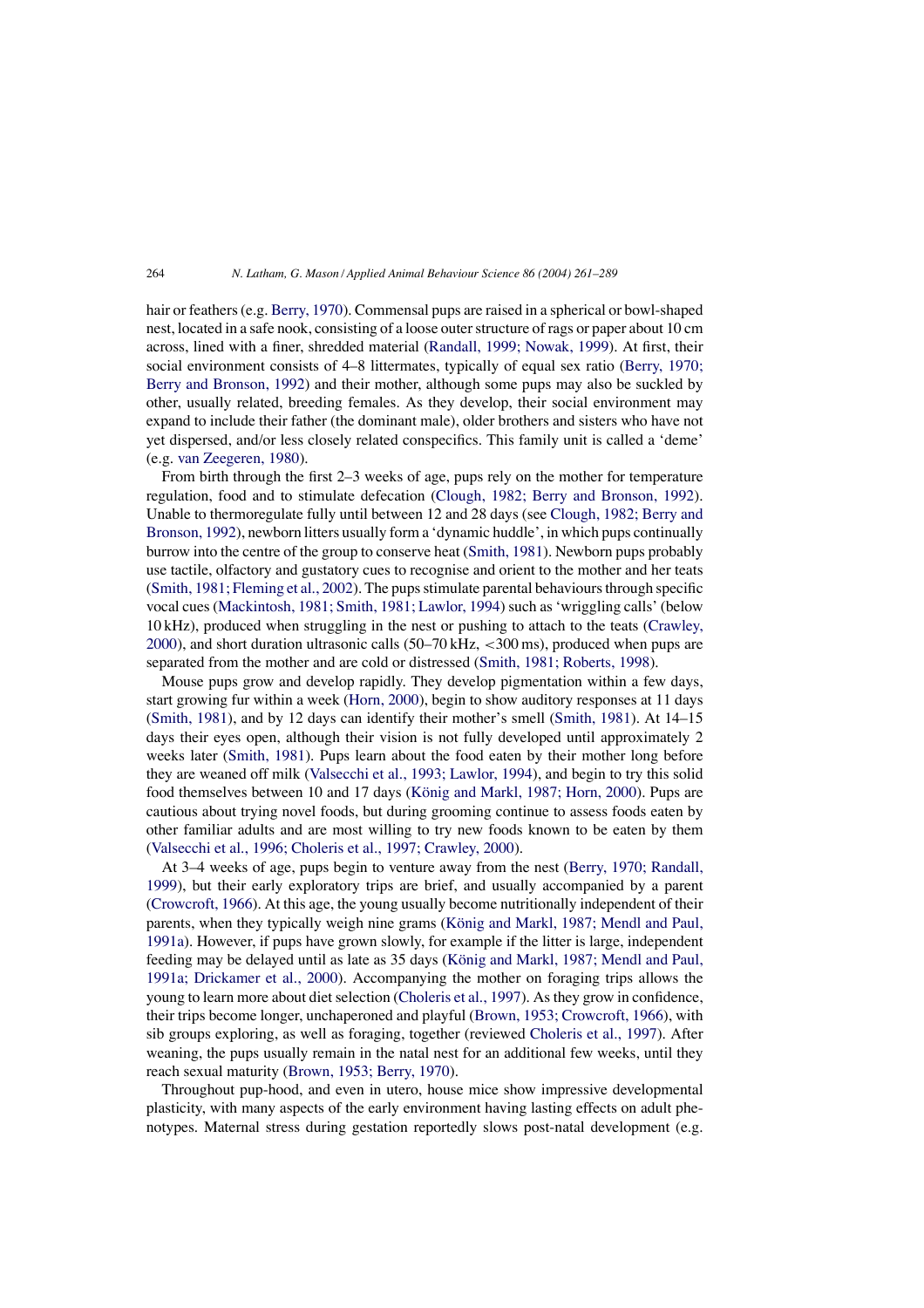hair or feathers (e.g. Berry, 1970). Commensal pups are raised in a spherical or bowl-shaped nest, located in a safe nook, consisting of a loose outer structure of rags or paper about 10 cm across, lined with a finer, shredded material (Randall, 1999; Nowak, 1999). At first, their social environment consists of 4–8 littermates, typically of equal sex ratio (Berry, 1970; Berry and Bronson, 1992) and their mother, although some pups may also be suckled by other, usually related, breeding females. As they develop, their social environment may expand to include their father (the dominant male), older brothers and sisters who have not yet dispersed, and/or less closely related conspecifics. This family unit is called a 'deme' (e.g. van Zeegeren, 1980).

From birth through the first 2–3 weeks of age, pups rely on the mother for temperature regulation, food and to stimulate defecation (Clough, 1982; Berry and Bronson, 1992). Unable to thermoregulate fully until between 12 and 28 days (see Clough, 1982; Berry and Bronson, 1992), newborn litters usually form a 'dynamic huddle', in which pups continually burrow into the centre of the group to conserve heat (Smith, 1981). Newborn pups probably use tactile, olfactory and gustatory cues to recognise and orient to the mother and her teats (Smith, 1981; Fleming et al., 2002). The pups stimulate parental behaviours through specific vocal cues (Mackintosh, 1981; Smith, 1981; Lawlor, 1994) such as 'wriggling calls' (below 10 kHz), produced when struggling in the nest or pushing to attach to the teats (Crawley, 2000), and short duration ultrasonic calls (50–70 kHz, <300 ms), produced when pups are separated from the mother and are cold or distressed (Smith, 1981; Roberts, 1998).

Mouse pups grow and develop rapidly. They develop pigmentation within a few days, start growing fur within a week (Horn, 2000), begin to show auditory responses at 11 days (Smith, 1981), and by 12 days can identify their mother's smell (Smith, 1981). At 14–15 days their eyes open, although their vision is not fully developed until approximately 2 weeks later (Smith, 1981). Pups learn about the food eaten by their mother long before they are weaned off milk (Valsecchi et al., 1993; Lawlor, 1994), and begin to try this solid food themselves between 10 and 17 days (König and Markl, 1987; Horn, 2000). Pups are cautious about trying novel foods, but during grooming continue to assess foods eaten by other familiar adults and are most willing to try new foods known to be eaten by them (Valsecchi et al., 1996; Choleris et al., 1997; Crawley, 2000).

At 3–4 weeks of age, pups begin to venture away from the nest (Berry, 1970; Randall, 1999), but their early exploratory trips are brief, and usually accompanied by a parent (Crowcroft, 1966). At this age, the young usually become nutritionally independent of their parents, when they typically weigh nine grams (König and Markl, 1987; Mendl and Paul, 1991a). However, if pups have grown slowly, for example if the litter is large, independent feeding may be delayed until as late as 35 days (König and Markl, 1987; Mendl and Paul, 1991a; Drickamer et al., 2000). Accompanying the mother on foraging trips allows the young to learn more about diet selection (Choleris et al., 1997). As they grow in confidence, their trips become longer, unchaperoned and playful (Brown, 1953; Crowcroft, 1966), with sib groups exploring, as well as foraging, together (reviewed Choleris et al., 1997). After weaning, the pups usually remain in the natal nest for an additional few weeks, until they reach sexual maturity (Brown, 1953; Berry, 1970).

Throughout pup-hood, and even in utero, house mice show impressive developmental plasticity, with many aspects of the early environment having lasting effects on adult phenotypes. Maternal stress during gestation reportedly slows post-natal development (e.g.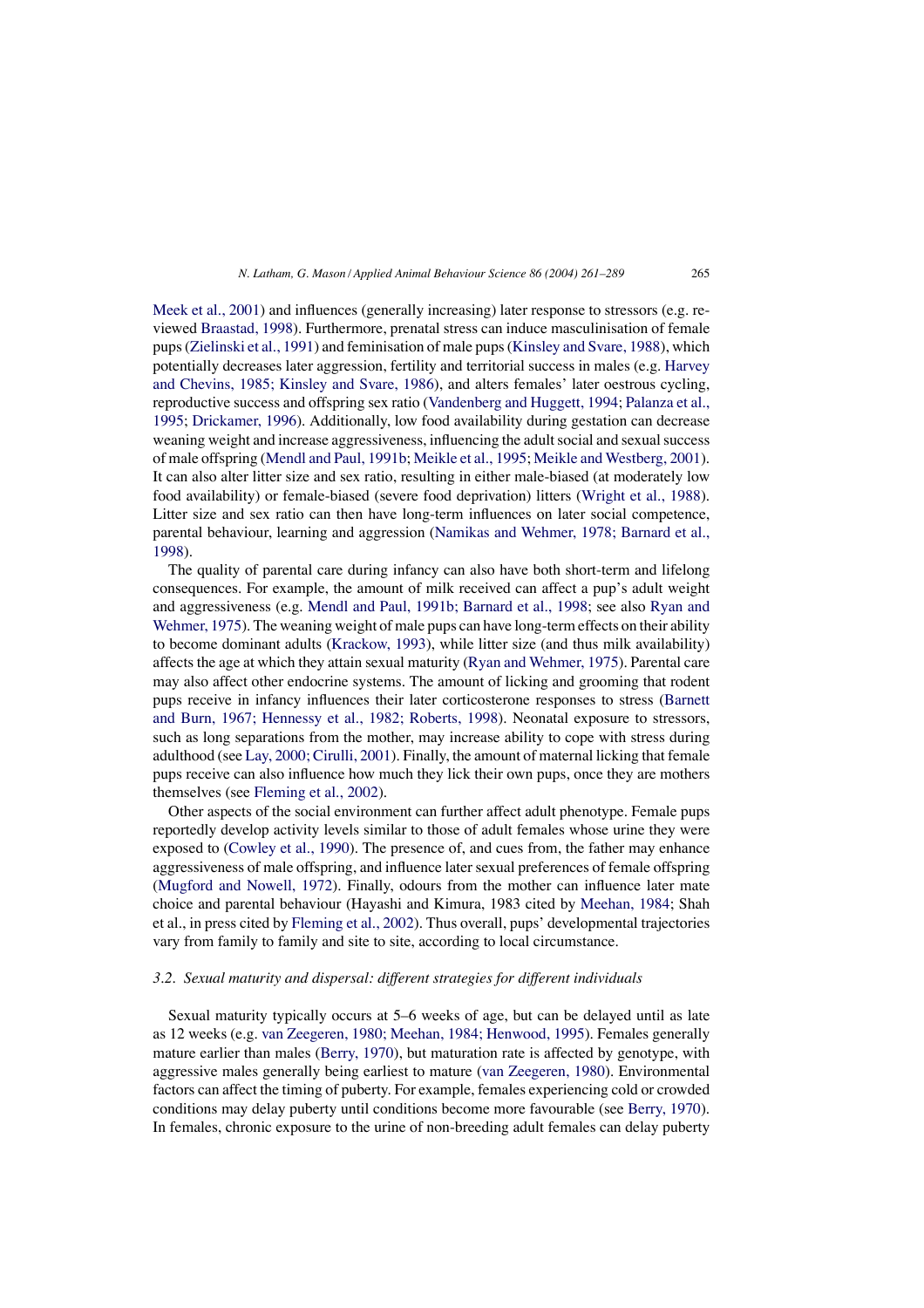Meek et al., 2001) and influences (generally increasing) later response to stressors (e.g. reviewed Braastad, 1998). Furthermore, prenatal stress can induce masculinisation of female pups (Zielinski et al., 1991) and feminisation of male pups (Kinsley and Svare, 1988), which potentially decreases later aggression, fertility and territorial success in males (e.g. Harvey and Chevins, 1985; Kinsley and Svare, 1986), and alters females' later oestrous cycling, reproductive success and offspring sex ratio (Vandenberg and Huggett, 1994; Palanza et al., 1995; Drickamer, 1996). Additionally, low food availability during gestation can decrease weaning weight and increase aggressiveness, influencing the adult social and sexual success of male offspring (Mendl and Paul, 1991b; Meikle et al., 1995; Meikle and Westberg, 2001). It can also alter litter size and sex ratio, resulting in either male-biased (at moderately low food availability) or female-biased (severe food deprivation) litters (Wright et al., 1988). Litter size and sex ratio can then have long-term influences on later social competence, parental behaviour, learning and aggression (Namikas and Wehmer, 1978; Barnard et al., 1998).

The quality of parental care during infancy can also have both short-term and lifelong consequences. For example, the amount of milk received can affect a pup's adult weight and aggressiveness (e.g. Mendl and Paul, 1991b; Barnard et al., 1998; see also Ryan and Wehmer, 1975). The weaning weight of male pups can have long-term effects on their ability to become dominant adults (Krackow, 1993), while litter size (and thus milk availability) affects the age at which they attain sexual maturity (Ryan and Wehmer, 1975). Parental care may also affect other endocrine systems. The amount of licking and grooming that rodent pups receive in infancy influences their later corticosterone responses to stress (Barnett and Burn, 1967; Hennessy et al., 1982; Roberts, 1998). Neonatal exposure to stressors, such as long separations from the mother, may increase ability to cope with stress during adulthood (see Lay, 2000; Cirulli, 2001). Finally, the amount of maternal licking that female pups receive can also influence how much they lick their own pups, once they are mothers themselves (see Fleming et al., 2002).

Other aspects of the social environment can further affect adult phenotype. Female pups reportedly develop activity levels similar to those of adult females whose urine they were exposed to (Cowley et al., 1990). The presence of, and cues from, the father may enhance aggressiveness of male offspring, and influence later sexual preferences of female offspring (Mugford and Nowell, 1972). Finally, odours from the mother can influence later mate choice and parental behaviour (Hayashi and Kimura, 1983 cited by Meehan, 1984; Shah et al., in press cited by Fleming et al., 2002). Thus overall, pups' developmental trajectories vary from family to family and site to site, according to local circumstance.

### 3.2. *Sexual maturity and dispersal: different strategies for different individuals*

Sexual maturity typically occurs at 5–6 weeks of age, but can be delayed until as late as 12 weeks (e.g. van Zeegeren, 1980; Meehan, 1984; Henwood, 1995). Females generally mature earlier than males (Berry, 1970), but maturation rate is affected by genotype, with aggressive males generally being earliest to mature (van Zeegeren, 1980). Environmental factors can affect the timing of puberty. For example, females experiencing cold or crowded conditions may delay puberty until conditions become more favourable (see Berry, 1970). In females, chronic exposure to the urine of non-breeding adult females can delay puberty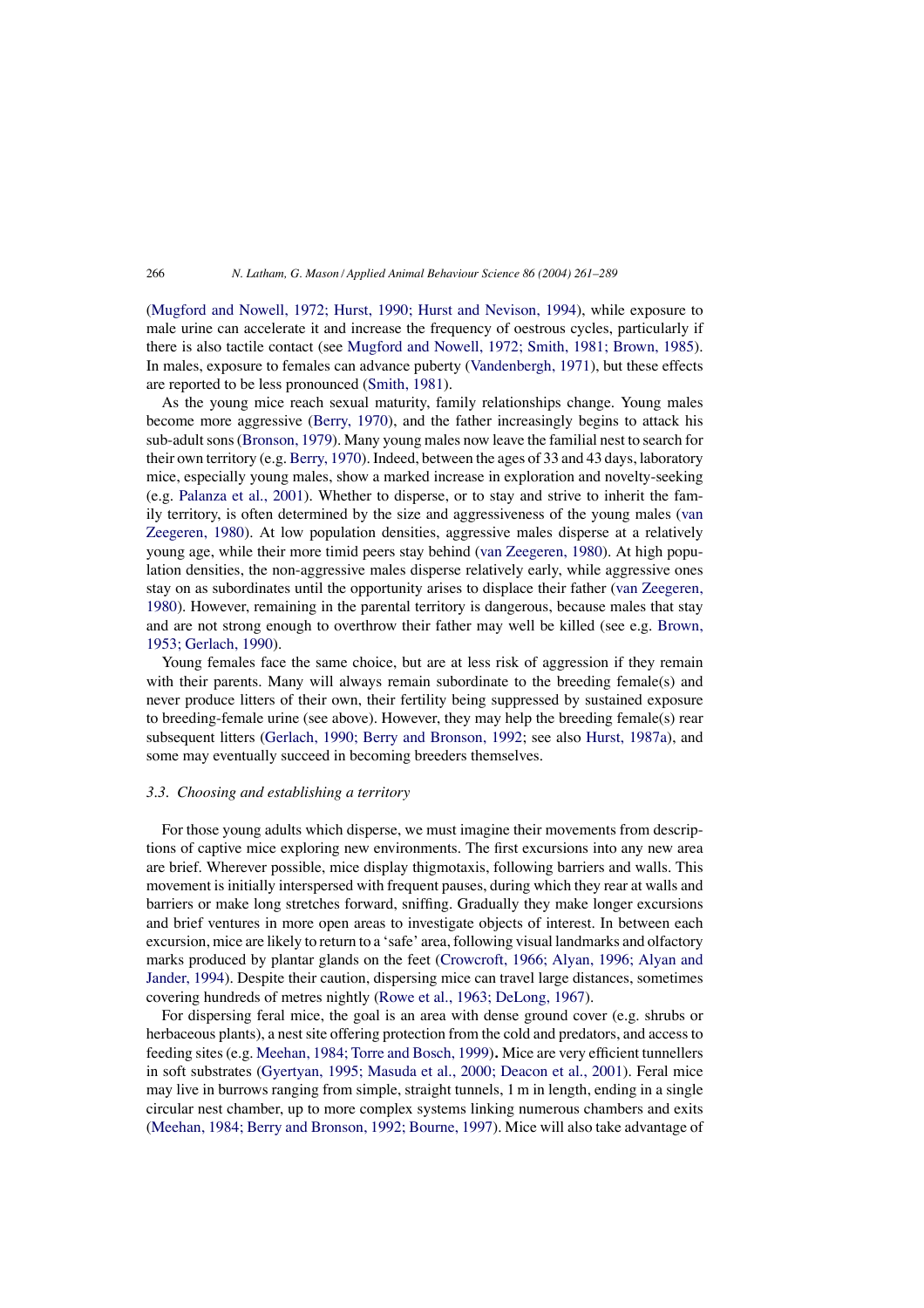(Mugford and Nowell, 1972; Hurst, 1990; Hurst and Nevison, 1994), while exposure to male urine can accelerate it and increase the frequency of oestrous cycles, particularly if there is also tactile contact (see Mugford and Nowell, 1972; Smith, 1981; Brown, 1985). In males, exposure to females can advance puberty (Vandenbergh, 1971), but these effects are reported to be less pronounced (Smith, 1981).

As the young mice reach sexual maturity, family relationships change. Young males become more aggressive (Berry, 1970), and the father increasingly begins to attack his sub-adult sons (Bronson, 1979). Many young males now leave the familial nest to search for their own territory (e.g. Berry, 1970). Indeed, between the ages of 33 and 43 days, laboratory mice, especially young males, show a marked increase in exploration and novelty-seeking (e.g. Palanza et al., 2001). Whether to disperse, or to stay and strive to inherit the family territory, is often determined by the size and aggressiveness of the young males (van Zeegeren, 1980). At low population densities, aggressive males disperse at a relatively young age, while their more timid peers stay behind (van Zeegeren, 1980). At high population densities, the non-aggressive males disperse relatively early, while aggressive ones stay on as subordinates until the opportunity arises to displace their father (van Zeegeren, 1980). However, remaining in the parental territory is dangerous, because males that stay and are not strong enough to overthrow their father may well be killed (see e.g. Brown, 1953; Gerlach, 1990).

Young females face the same choice, but are at less risk of aggression if they remain with their parents. Many will always remain subordinate to the breeding female(s) and never produce litters of their own, their fertility being suppressed by sustained exposure to breeding-female urine (see above). However, they may help the breeding female(s) rear subsequent litters (Gerlach, 1990; Berry and Bronson, 1992; see also Hurst, 1987a), and some may eventually succeed in becoming breeders themselves.

### 3.3. Choosing and establishing a territory

For those young adults which disperse, we must imagine their movements from descriptions of captive mice exploring new environments. The first excursions into any new area are brief. Wherever possible, mice display thigmotaxis, following barriers and walls. This movement is initially interspersed with frequent pauses, during which they rear at walls and barriers or make long stretches forward, sniffing. Gradually they make longer excursions and brief ventures in more open areas to investigate objects of interest. In between each excursion, mice are likely to return to a 'safe' area, following visual landmarks and olfactory marks produced by plantar glands on the feet (Crowcroft, 1966; Alyan, 1996; Alyan and Jander, 1994). Despite their caution, dispersing mice can travel large distances, sometimes covering hundreds of metres nightly (Rowe et al., 1963; DeLong, 1967).

For dispersing feral mice, the goal is an area with dense ground cover (e.g. shrubs or herbaceous plants), a nest site offering protection from the cold and predators, and access to feeding sites (e.g. Meehan, 1984; Torre and Bosch, 1999). Mice are very efficient tunnellers in soft substrates (Gyertyan, 1995; Masuda et al., 2000; Deacon et al., 2001). Feral mice may live in burrows ranging from simple, straight tunnels, 1 m in length, ending in a single circular nest chamber, up to more complex systems linking numerous chambers and exits (Meehan, 1984; Berry and Bronson, 1992; Bourne, 1997). Mice will also take advantage of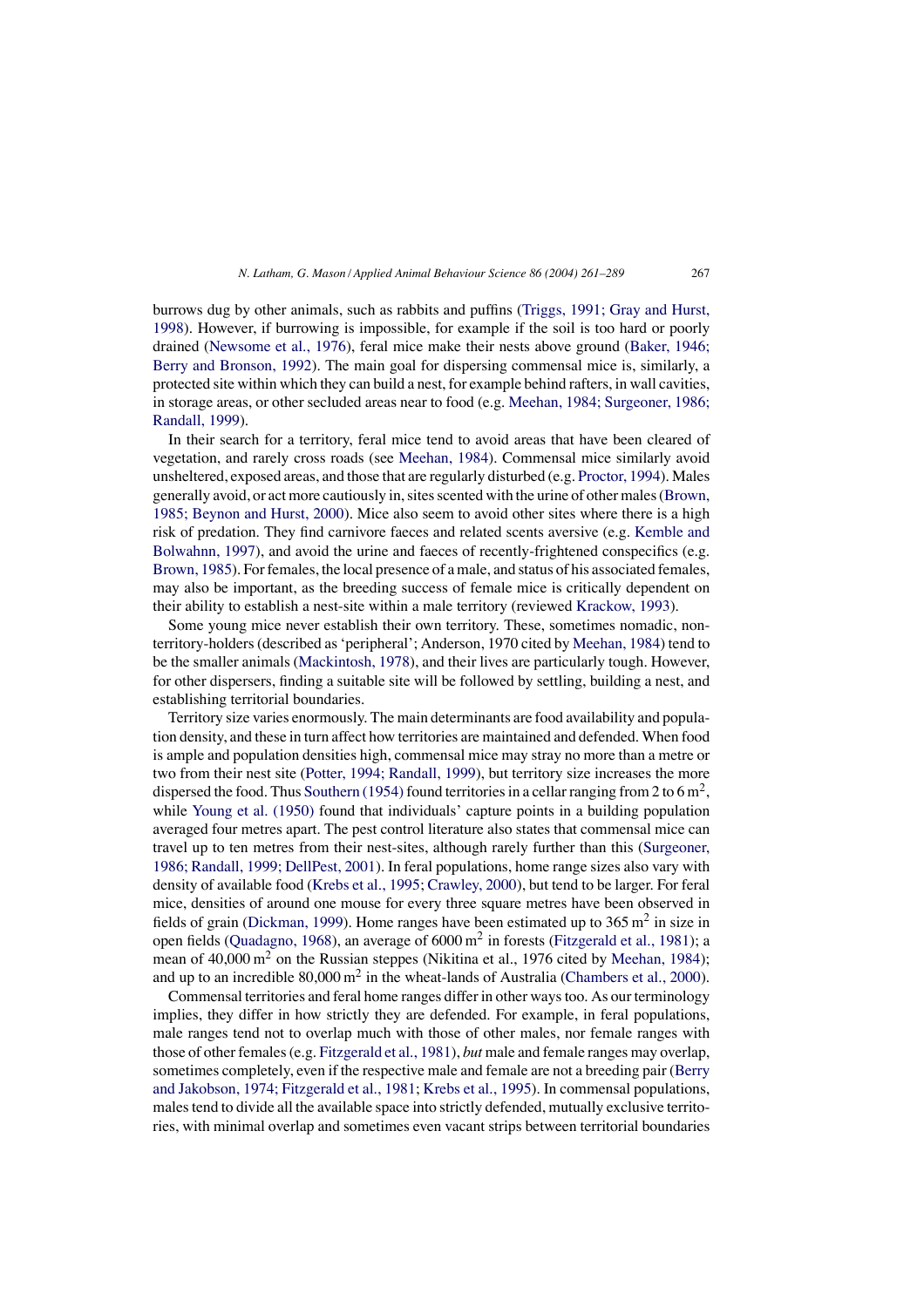burrows dug by other animals, such as rabbits and puffins (Triggs, 1991; Gray and Hurst, 1998). However, if burrowing is impossible, for example if the soil is too hard or poorly drained (Newsome et al., 1976), feral mice make their nests above ground (Baker, 1946; Berry and Bronson, 1992). The main goal for dispersing commensal mice is, similarly, a protected site within which they can build a nest, for example behind rafters, in wall cavities, in storage areas, or other secluded areas near to food (e.g. Meehan, 1984; Surgeoner, 1986; Randall, 1999).

In their search for a territory, feral mice tend to avoid areas that have been cleared of vegetation, and rarely cross roads (see Meehan, 1984). Commensal mice similarly avoid unsheltered, exposed areas, and those that are regularly disturbed (e.g. Proctor, 1994). Males generally avoid, or act more cautiously in, sites scented with the urine of other males (Brown, 1985; Beynon and Hurst, 2000). Mice also seem to avoid other sites where there is a high risk of predation. They find carnivore faeces and related scents aversive (e.g. Kemble and Bolwahnn, 1997), and avoid the urine and faeces of recently-frightened conspecifics (e.g. Brown, 1985). For females, the local presence of a male, and status of his associated females, may also be important, as the breeding success of female mice is critically dependent on their ability to establish a nest-site within a male territory (reviewed Krackow, 1993).

Some young mice never establish their own territory. These, sometimes nomadic, non-territory-holders (described as 'peripheral'; Anderson, 1970 cited by Meehan, 1984) tend to be the smaller animals (Mackintosh, 1978), and their lives are particularly tough. However, for other dispersers, finding a suitable site will be followed by settling, building a nest, and establishing territorial boundaries.

Territory size varies enormously. The main determinants are food availability and population density, and these in turn affect how territories are maintained and defended. When food is ample and population densities high, commensal mice may stray no more than a metre or two from their nest site (Potter, 1994; Randall, 1999), but territory size increases the more dispersed the food. Thus Southern (1954) found territories in a cellar ranging from 2 to 6 m$^2$, while Young et al. (1950) found that individuals' capture points in a building population averaged four metres apart. The pest control literature also states that commensal mice can travel up to ten metres from their nest-sites, although rarely further than this (Surgeoner, 1986; Randall, 1999; DellPest, 2001). In feral populations, home range sizes also vary with density of available food (Krebs et al., 1995; Crawley, 2000), but tend to be larger. For feral mice, densities of around one mouse for every three square metres have been observed in fields of grain (Dickman, 1999). Home ranges have been estimated up to 365 m$^2$ in size in open fields (Quadagno, 1968), an average of 6000 m$^2$ in forests (Fitzgerald et al., 1981); a mean of 40,000 m$^2$ on the Russian steppes (Nikitina et al., 1976 cited by Meehan, 1984); and up to an incredible 80,000 m$^2$ in the wheat-lands of Australia (Chambers et al., 2000).

Commensal territories and feral home ranges differ in other ways too. As our terminology implies, they differ in how strictly they are defended. For example, in feral populations, male ranges tend not to overlap much with those of other males, nor female ranges with those of other females (e.g. Fitzgerald et al., 1981), *but* male and female ranges may overlap, sometimes completely, even if the respective male and female are not a breeding pair (Berry and Jakobson, 1974; Fitzgerald et al., 1981; Krebs et al., 1995). In commensal populations, males tend to divide all the available space into strictly defended, mutually exclusive territories, with minimal overlap and sometimes even vacant strips between territorial boundaries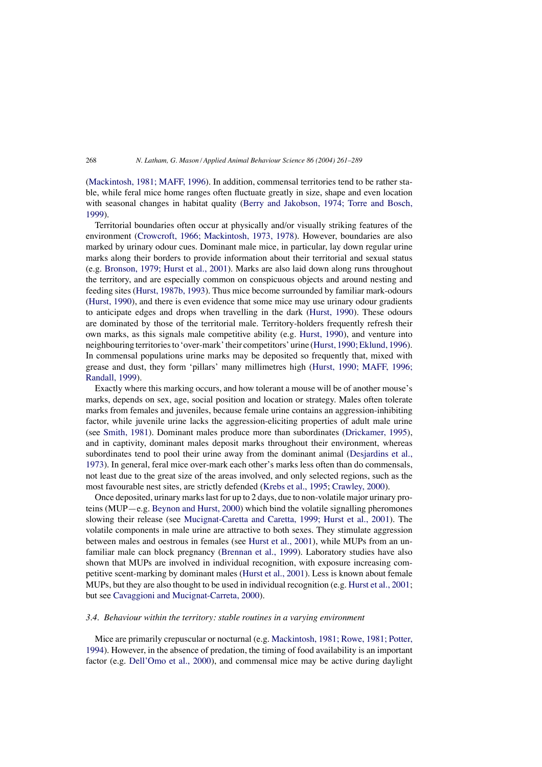(Mackintosh, 1981; MAFF, 1996). In addition, commensal territories tend to be rather stable, while feral mice home ranges often fluctuate greatly in size, shape and even location with seasonal changes in habitat quality (Berry and Jakobson, 1974; Torre and Bosch, 1999).

Territorial boundaries often occur at physically and/or visually striking features of the environment (Crowcroft, 1966; Mackintosh, 1973, 1978). However, boundaries are also marked by urinary odour cues. Dominant male mice, in particular, lay down regular urine marks along their borders to provide information about their territorial and sexual status (e.g. Bronson, 1979; Hurst et al., 2001). Marks are also laid down along runs throughout the territory, and are especially common on conspicuous objects and around nesting and feeding sites (Hurst, 1987b, 1993). Thus mice become surrounded by familiar mark-odours (Hurst, 1990), and there is even evidence that some mice may use urinary odour gradients to anticipate edges and drops when travelling in the dark (Hurst, 1990). These odours are dominated by those of the territorial male. Territory-holders frequently refresh their own marks, as this signals male competitive ability (e.g. Hurst, 1990), and venture into neighbouring territories to 'over-mark' their competitors' urine (Hurst, 1990; Eklund, 1996). In commensal populations urine marks may be deposited so frequently that, mixed with grease and dust, they form 'pillars' many millimetres high (Hurst, 1990; MAFF, 1996; Randall, 1999).

Exactly where this marking occurs, and how tolerant a mouse will be of another mouse's marks, depends on sex, age, social position and location or strategy. Males often tolerate marks from females and juveniles, because female urine contains an aggression-inhibiting factor, while juvenile urine lacks the aggression-eliciting properties of adult male urine (see Smith, 1981). Dominant males produce more than subordinates (Drickamer, 1995), and in captivity, dominant males deposit marks throughout their environment, whereas subordinates tend to pool their urine away from the dominant animal (Desjardins et al., 1973). In general, feral mice over-mark each other's marks less often than do commensals, not least due to the great size of the areas involved, and only selected regions, such as the most favourable nest sites, are strictly defended (Krebs et al., 1995; Crawley, 2000).

Once deposited, urinary marks last for up to 2 days, due to non-volatile major urinary proteins (MUP—e.g. Beynon and Hurst, 2000) which bind the volatile signalling pheromones slowing their release (see Mucignat-Caretta and Caretta, 1999; Hurst et al., 2001). The volatile components in male urine are attractive to both sexes. They stimulate aggression between males and oestrous in females (see Hurst et al., 2001), while MUPs from an unfamiliar male can block pregnancy (Brennan et al., 1999). Laboratory studies have also shown that MUPs are involved in individual recognition, with exposure increasing competitive scent-marking by dominant males (Hurst et al., 2001). Less is known about female MUPs, but they are also thought to be used in individual recognition (e.g. Hurst et al., 2001; but see Cavaggioni and Mucignat-Carreta, 2000).

### *3.4. Behaviour within the territory: stable routines in a varying environment*

Mice are primarily crepuscular or nocturnal (e.g. Mackintosh, 1981; Rowe, 1981; Potter, 1994). However, in the absence of predation, the timing of food availability is an important factor (e.g. Dell'Omo et al., 2000), and commensal mice may be active during daylight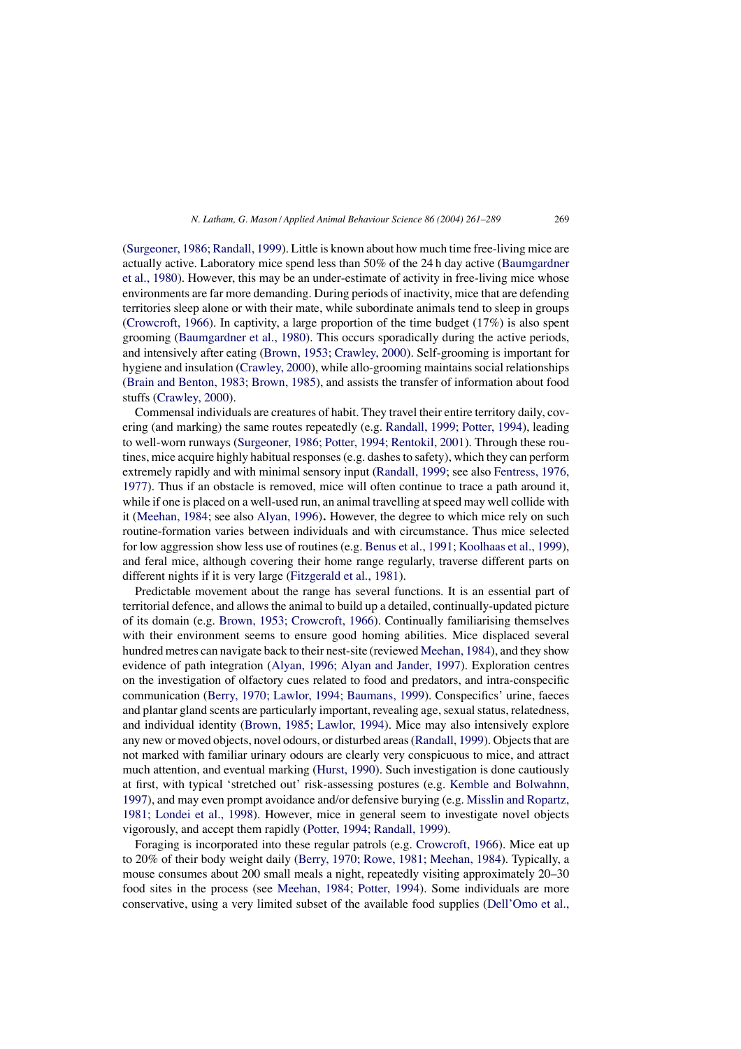(Surgeoner, 1986; Randall, 1999). Little is known about how much time free-living mice are actually active. Laboratory mice spend less than 50% of the 24 h day active (Baumgardner et al., 1980). However, this may be an under-estimate of activity in free-living mice whose environments are far more demanding. During periods of inactivity, mice that are defending territories sleep alone or with their mate, while subordinate animals tend to sleep in groups (Crowcroft, 1966). In captivity, a large proportion of the time budget (17%) is also spent grooming (Baumgardner et al., 1980). This occurs sporadically during the active periods, and intensively after eating (Brown, 1953; Crawley, 2000). Self-grooming is important for hygiene and insulation (Crawley, 2000), while allo-grooming maintains social relationships (Brain and Benton, 1983; Brown, 1985), and assists the transfer of information about food stuffs (Crawley, 2000).

Commensal individuals are creatures of habit. They travel their entire territory daily, covering (and marking) the same routes repeatedly (e.g. Randall, 1999; Potter, 1994), leading to well-worn runways (Surgeoner, 1986; Potter, 1994; Rentokil, 2001). Through these routines, mice acquire highly habitual responses (e.g. dashes to safety), which they can perform extremely rapidly and with minimal sensory input (Randall, 1999; see also Fentress, 1976, 1977). Thus if an obstacle is removed, mice will often continue to trace a path around it, while if one is placed on a well-used run, an animal travelling at speed may well collide with it (Meehan, 1984; see also Alyan, 1996)**.** However, the degree to which mice rely on such routine-formation varies between individuals and with circumstance. Thus mice selected for low aggression show less use of routines (e.g. Benus et al., 1991; Koolhaas et al., 1999), and feral mice, although covering their home range regularly, traverse different parts on different nights if it is very large (Fitzgerald et al., 1981).

Predictable movement about the range has several functions. It is an essential part of territorial defence, and allows the animal to build up a detailed, continually-updated picture of its domain (e.g. Brown, 1953; Crowcroft, 1966). Continually familiarising themselves with their environment seems to ensure good homing abilities. Mice displaced several hundred metres can navigate back to their nest-site (reviewed Meehan, 1984), and they show evidence of path integration (Alyan, 1996; Alyan and Jander, 1997). Exploration centres on the investigation of olfactory cues related to food and predators, and intra-conspecific communication (Berry, 1970; Lawlor, 1994; Baumans, 1999). Conspecifics' urine, faeces and plantar gland scents are particularly important, revealing age, sexual status, relatedness, and individual identity (Brown, 1985; Lawlor, 1994). Mice may also intensively explore any new or moved objects, novel odours, or disturbed areas (Randall, 1999). Objects that are not marked with familiar urinary odours are clearly very conspicuous to mice, and attract much attention, and eventual marking (Hurst, 1990). Such investigation is done cautiously at first, with typical 'stretched out' risk-assessing postures (e.g. Kemble and Bolwahnn, 1997), and may even prompt avoidance and/or defensive burying (e.g. Misslin and Ropartz, 1981; Londei et al., 1998). However, mice in general seem to investigate novel objects vigorously, and accept them rapidly (Potter, 1994; Randall, 1999).

Foraging is incorporated into these regular patrols (e.g. Crowcroft, 1966). Mice eat up to 20% of their body weight daily (Berry, 1970; Rowe, 1981; Meehan, 1984). Typically, a mouse consumes about 200 small meals a night, repeatedly visiting approximately 20–30 food sites in the process (see Meehan, 1984; Potter, 1994). Some individuals are more conservative, using a very limited subset of the available food supplies (Dell'Omo et al.,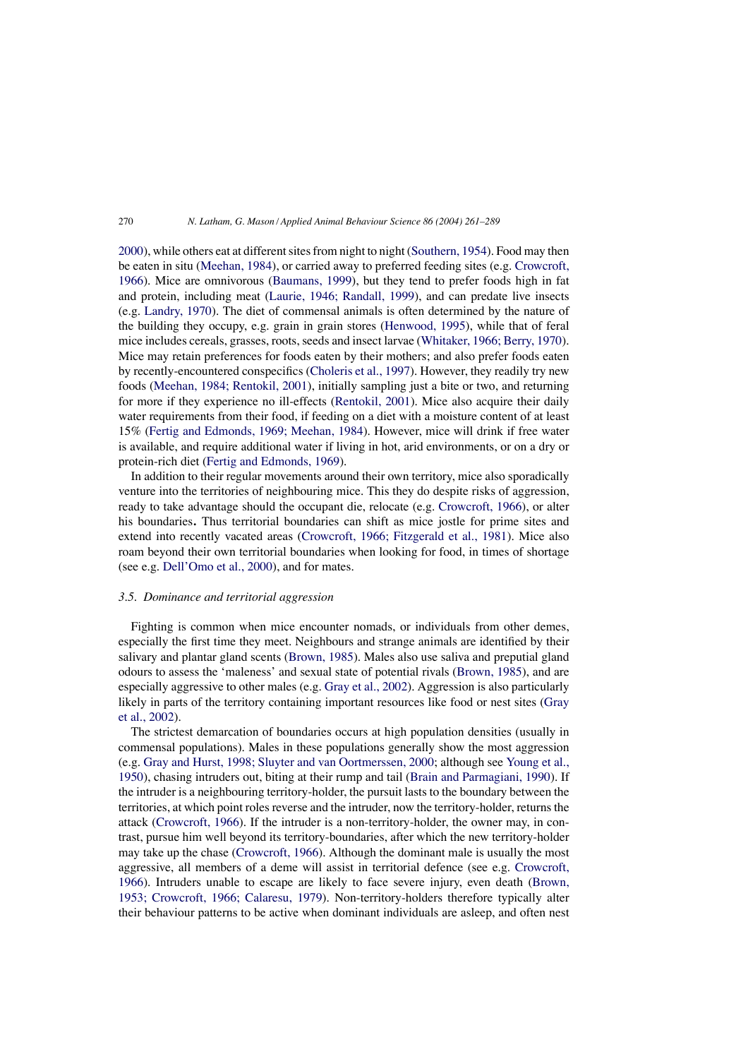2000), while others eat at different sites from night to night (Southern, 1954). Food may then be eaten in situ (Meehan, 1984), or carried away to preferred feeding sites (e.g. Crowcroft, 1966). Mice are omnivorous (Baumans, 1999), but they tend to prefer foods high in fat and protein, including meat (Laurie, 1946; Randall, 1999), and can predate live insects (e.g. Landry, 1970). The diet of commensal animals is often determined by the nature of the building they occupy, e.g. grain in grain stores (Henwood, 1995), while that of feral mice includes cereals, grasses, roots, seeds and insect larvae (Whitaker, 1966; Berry, 1970). Mice may retain preferences for foods eaten by their mothers; and also prefer foods eaten by recently-encountered conspecifics (Choleris et al., 1997). However, they readily try new foods (Meehan, 1984; Rentokil, 2001), initially sampling just a bite or two, and returning for more if they experience no ill-effects (Rentokil, 2001). Mice also acquire their daily water requirements from their food, if feeding on a diet with a moisture content of at least 15% (Fertig and Edmonds, 1969; Meehan, 1984). However, mice will drink if free water is available, and require additional water if living in hot, arid environments, or on a dry or protein-rich diet (Fertig and Edmonds, 1969).

In addition to their regular movements around their own territory, mice also sporadically venture into the territories of neighbouring mice. This they do despite risks of aggression, ready to take advantage should the occupant die, relocate (e.g. Crowcroft, 1966), or alter his boundaries**.** Thus territorial boundaries can shift as mice jostle for prime sites and extend into recently vacated areas (Crowcroft, 1966; Fitzgerald et al., 1981). Mice also roam beyond their own territorial boundaries when looking for food, in times of shortage (see e.g. Dell'Omo et al., 2000), and for mates.

### *3.5. Dominance and territorial aggression*

Fighting is common when mice encounter nomads, or individuals from other demes, especially the first time they meet. Neighbours and strange animals are identified by their salivary and plantar gland scents (Brown, 1985). Males also use saliva and preputial gland odours to assess the 'maleness' and sexual state of potential rivals (Brown, 1985), and are especially aggressive to other males (e.g. Gray et al., 2002). Aggression is also particularly likely in parts of the territory containing important resources like food or nest sites (Gray et al., 2002).

The strictest demarcation of boundaries occurs at high population densities (usually in commensal populations). Males in these populations generally show the most aggression (e.g. Gray and Hurst, 1998; Sluyter and van Oortmerssen, 2000; although see Young et al., 1950), chasing intruders out, biting at their rump and tail (Brain and Parmagiani, 1990). If the intruder is a neighbouring territory-holder, the pursuit lasts to the boundary between the territories, at which point roles reverse and the intruder, now the territory-holder, returns the attack (Crowcroft, 1966). If the intruder is a non-territory-holder, the owner may, in contrast, pursue him well beyond its territory-boundaries, after which the new territory-holder may take up the chase (Crowcroft, 1966). Although the dominant male is usually the most aggressive, all members of a deme will assist in territorial defence (see e.g. Crowcroft, 1966). Intruders unable to escape are likely to face severe injury, even death (Brown, 1953; Crowcroft, 1966; Calaresu, 1979). Non-territory-holders therefore typically alter their behaviour patterns to be active when dominant individuals are asleep, and often nest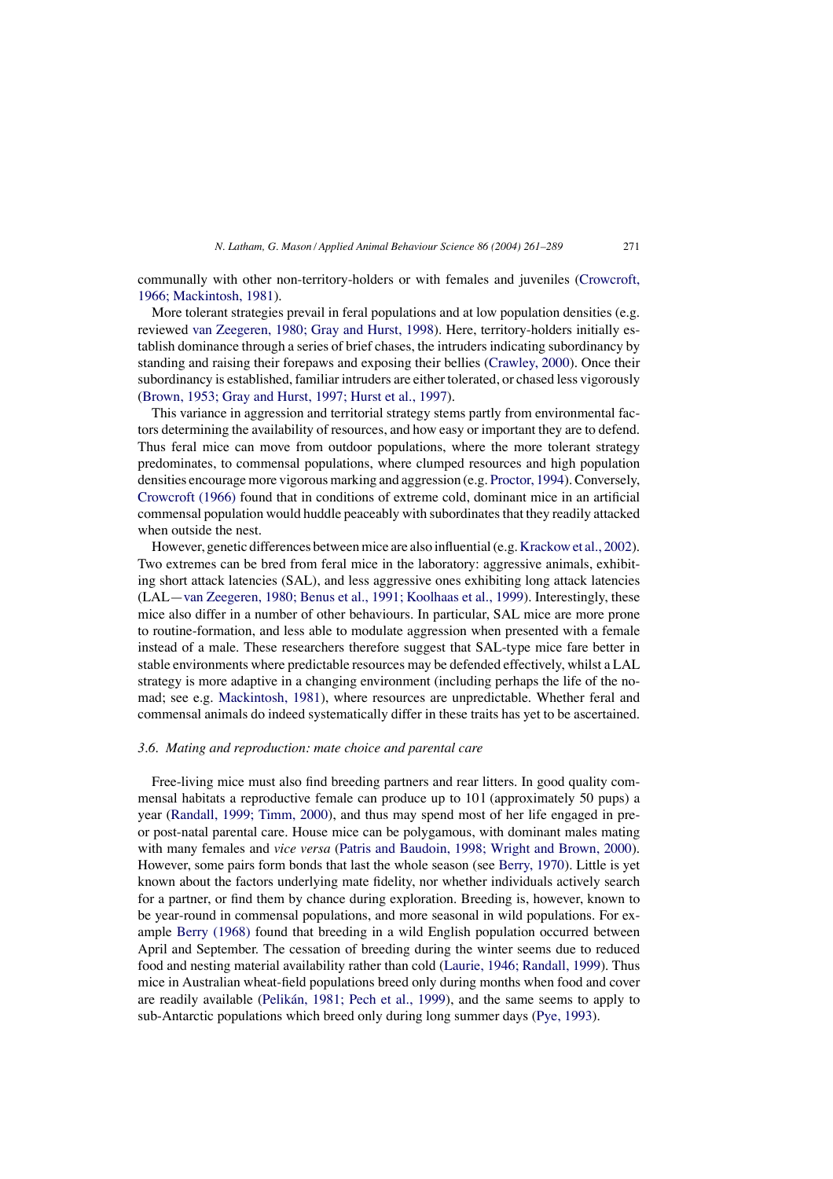communally with other non-territory-holders or with females and juveniles (Crowcroft, 1966; Mackintosh, 1981).

More tolerant strategies prevail in feral populations and at low population densities (e.g. reviewed van Zeegeren, 1980; Gray and Hurst, 1998). Here, territory-holders initially establish dominance through a series of brief chases, the intruders indicating subordinancy by standing and raising their forepaws and exposing their bellies (Crawley, 2000). Once their subordinancy is established, familiar intruders are either tolerated, or chased less vigorously (Brown, 1953; Gray and Hurst, 1997; Hurst et al., 1997).

This variance in aggression and territorial strategy stems partly from environmental factors determining the availability of resources, and how easy or important they are to defend. Thus feral mice can move from outdoor populations, where the more tolerant strategy predominates, to commensal populations, where clumped resources and high population densities encourage more vigorous marking and aggression (e.g. Proctor, 1994). Conversely, Crowcroft (1966) found that in conditions of extreme cold, dominant mice in an artificial commensal population would huddle peaceably with subordinates that they readily attacked when outside the nest.

However, genetic differences between mice are also influential (e.g. Krackow et al., 2002). Two extremes can be bred from feral mice in the laboratory: aggressive animals, exhibiting short attack latencies (SAL), and less aggressive ones exhibiting long attack latencies (LAL—van Zeegeren, 1980; Benus et al., 1991; Koolhaas et al., 1999). Interestingly, these mice also differ in a number of other behaviours. In particular, SAL mice are more prone to routine-formation, and less able to modulate aggression when presented with a female instead of a male. These researchers therefore suggest that SAL-type mice fare better in stable environments where predictable resources may be defended effectively, whilst a LAL strategy is more adaptive in a changing environment (including perhaps the life of the nomad; see e.g. Mackintosh, 1981), where resources are unpredictable. Whether feral and commensal animals do indeed systematically differ in these traits has yet to be ascertained.

### 3.6. Mating and reproduction: mate choice and parental care

Free-living mice must also find breeding partners and rear litters. In good quality commensal habitats a reproductive female can produce up to 10 l (approximately 50 pups) a year (Randall, 1999; Timm, 2000), and thus may spend most of her life engaged in pre- or post-natal parental care. House mice can be polygamous, with dominant males mating with many females and *vice versa* (Patris and Baudoin, 1998; Wright and Brown, 2000). However, some pairs form bonds that last the whole season (see Berry, 1970). Little is yet known about the factors underlying mate fidelity, nor whether individuals actively search for a partner, or find them by chance during exploration. Breeding is, however, known to be year-round in commensal populations, and more seasonal in wild populations. For example Berry (1968) found that breeding in a wild English population occurred between April and September. The cessation of breeding during the winter seems due to reduced food and nesting material availability rather than cold (Laurie, 1946; Randall, 1999). Thus mice in Australian wheat-field populations breed only during months when food and cover are readily available (Pelikán, 1981; Pech et al., 1999), and the same seems to apply to sub-Antarctic populations which breed only during long summer days (Pye, 1993).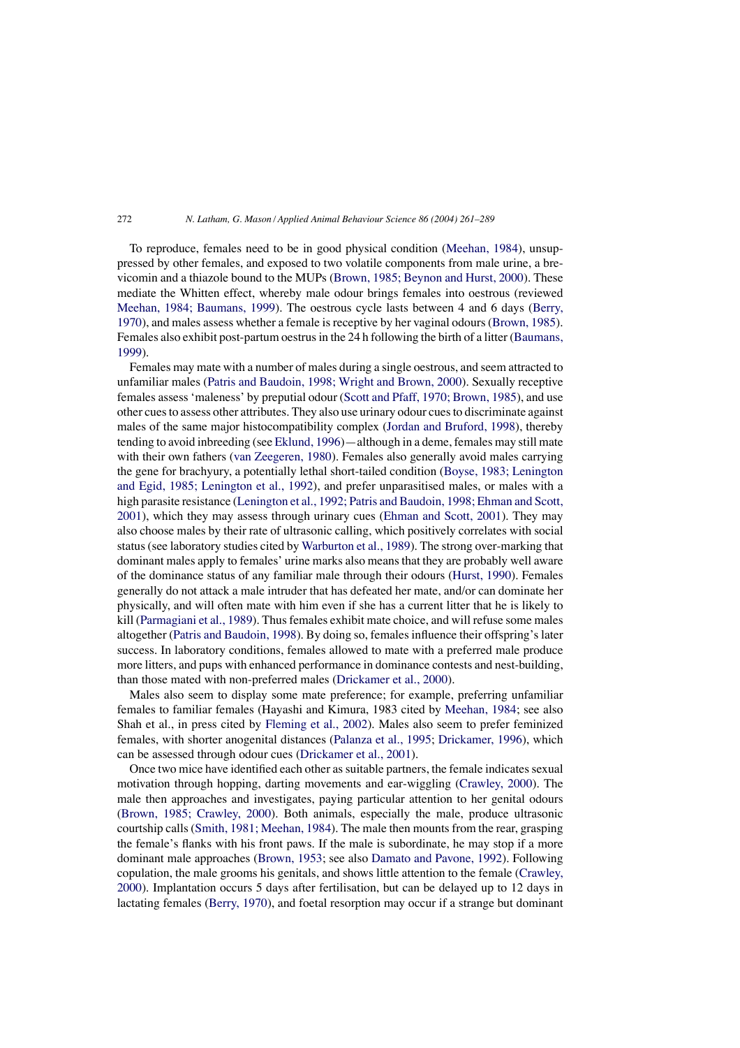To reproduce, females need to be in good physical condition (Meehan, 1984), unsuppressed by other females, and exposed to two volatile components from male urine, a brevicomin and a thiazole bound to the MUPs (Brown, 1985; Beynon and Hurst, 2000). These mediate the Whitten effect, whereby male odour brings females into oestrous (reviewed Meehan, 1984; Baumans, 1999). The oestrous cycle lasts between 4 and 6 days (Berry, 1970), and males assess whether a female is receptive by her vaginal odours (Brown, 1985). Females also exhibit post-partum oestrus in the 24 h following the birth of a litter (Baumans, 1999).

Females may mate with a number of males during a single oestrous, and seem attracted to unfamiliar males (Patris and Baudoin, 1998; Wright and Brown, 2000). Sexually receptive females assess 'maleness' by preputial odour (Scott and Pfaff, 1970; Brown, 1985), and use other cues to assess other attributes. They also use urinary odour cues to discriminate against males of the same major histocompatibility complex (Jordan and Bruford, 1998), thereby tending to avoid inbreeding (see Eklund, 1996)—although in a deme, females may still mate with their own fathers (van Zeegeren, 1980). Females also generally avoid males carrying the gene for brachyury, a potentially lethal short-tailed condition (Boyse, 1983; Lenington and Egid, 1985; Lenington et al., 1992), and prefer unparasitised males, or males with a high parasite resistance (Lenington et al., 1992; Patris and Baudoin, 1998; Ehman and Scott, 2001), which they may assess through urinary cues (Ehman and Scott, 2001). They may also choose males by their rate of ultrasonic calling, which positively correlates with social status (see laboratory studies cited by Warburton et al., 1989). The strong over-marking that dominant males apply to females' urine marks also means that they are probably well aware of the dominance status of any familiar male through their odours (Hurst, 1990). Females generally do not attack a male intruder that has defeated her mate, and/or can dominate her physically, and will often mate with him even if she has a current litter that he is likely to kill (Parmagiani et al., 1989). Thus females exhibit mate choice, and will refuse some males altogether (Patris and Baudoin, 1998). By doing so, females influence their offspring's later success. In laboratory conditions, females allowed to mate with a preferred male produce more litters, and pups with enhanced performance in dominance contests and nest-building, than those mated with non-preferred males (Drickamer et al., 2000).

Males also seem to display some mate preference; for example, preferring unfamiliar females to familiar females (Hayashi and Kimura, 1983 cited by Meehan, 1984; see also Shah et al., in press cited by Fleming et al., 2002). Males also seem to prefer feminized females, with shorter anogenital distances (Palanza et al., 1995; Drickamer, 1996), which can be assessed through odour cues (Drickamer et al., 2001).

Once two mice have identified each other as suitable partners, the female indicates sexual motivation through hopping, darting movements and ear-wiggling (Crawley, 2000). The male then approaches and investigates, paying particular attention to her genital odours (Brown, 1985; Crawley, 2000). Both animals, especially the male, produce ultrasonic courtship calls (Smith, 1981; Meehan, 1984). The male then mounts from the rear, grasping the female's flanks with his front paws. If the male is subordinate, he may stop if a more dominant male approaches (Brown, 1953; see also Damato and Pavone, 1992). Following copulation, the male grooms his genitals, and shows little attention to the female (Crawley, 2000). Implantation occurs 5 days after fertilisation, but can be delayed up to 12 days in lactating females (Berry, 1970), and foetal resorption may occur if a strange but dominant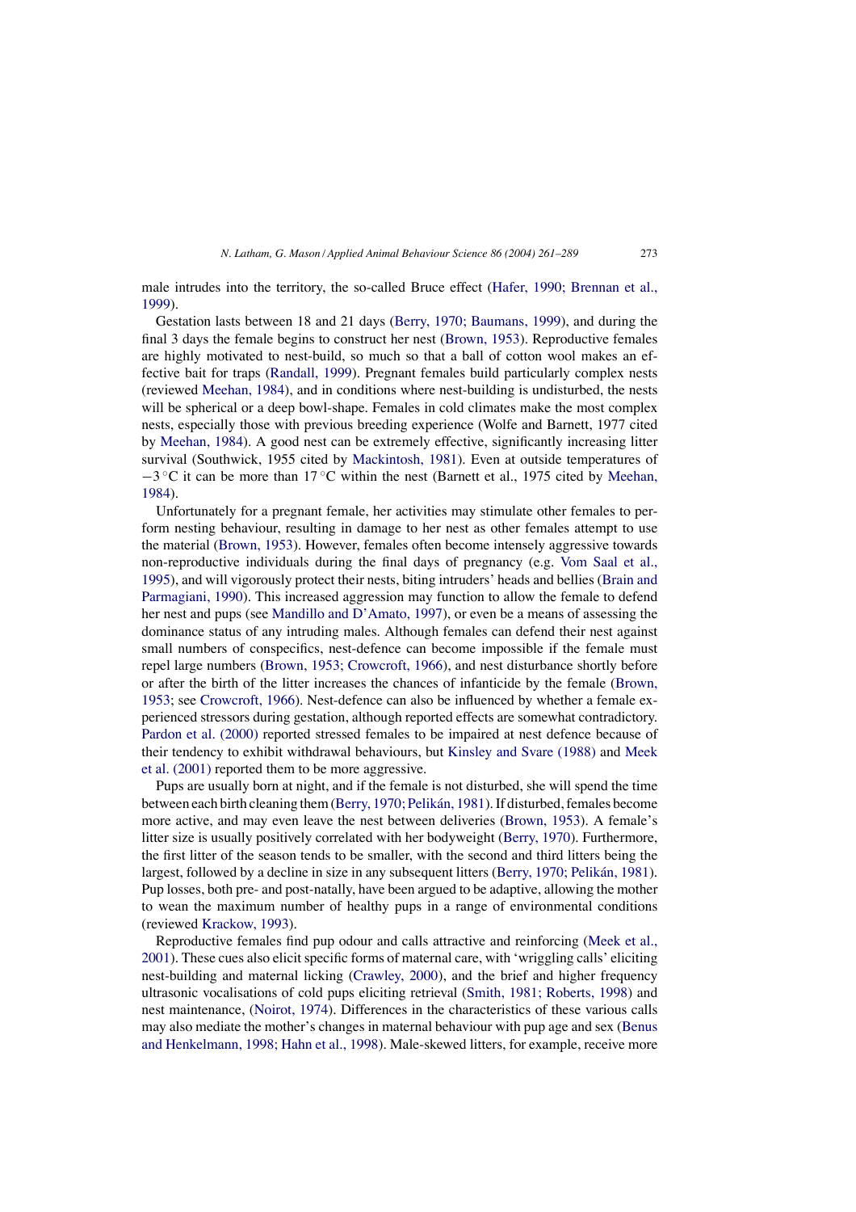male intrudes into the territory, the so-called Bruce effect (Hafer, 1990; Brennan et al., 1999).

Gestation lasts between 18 and 21 days (Berry, 1970; Baumans, 1999), and during the final 3 days the female begins to construct her nest (Brown, 1953). Reproductive females are highly motivated to nest-build, so much so that a ball of cotton wool makes an effective bait for traps (Randall, 1999). Pregnant females build particularly complex nests (reviewed Meehan, 1984), and in conditions where nest-building is undisturbed, the nests will be spherical or a deep bowl-shape. Females in cold climates make the most complex nests, especially those with previous breeding experience (Wolfe and Barnett, 1977 cited by Meehan, 1984). A good nest can be extremely effective, significantly increasing litter survival (Southwick, 1955 cited by Mackintosh, 1981). Even at outside temperatures of $-3\,^{\circ}\mathrm{C}$ it can be more than $17\,^{\circ}\mathrm{C}$ within the nest (Barnett et al., 1975 cited by Meehan, 1984).

Unfortunately for a pregnant female, her activities may stimulate other females to perform nesting behaviour, resulting in damage to her nest as other females attempt to use the material (Brown, 1953). However, females often become intensely aggressive towards non-reproductive individuals during the final days of pregnancy (e.g. Vom Saal et al., 1995), and will vigorously protect their nests, biting intruders' heads and bellies (Brain and Parmagiani, 1990). This increased aggression may function to allow the female to defend her nest and pups (see Mandillo and D'Amato, 1997), or even be a means of assessing the dominance status of any intruding males. Although females can defend their nest against small numbers of conspecifics, nest-defence can become impossible if the female must repel large numbers (Brown, 1953; Crowcroft, 1966), and nest disturbance shortly before or after the birth of the litter increases the chances of infanticide by the female (Brown, 1953; see Crowcroft, 1966). Nest-defence can also be influenced by whether a female experienced stressors during gestation, although reported effects are somewhat contradictory. Pardon et al. (2000) reported stressed females to be impaired at nest defence because of their tendency to exhibit withdrawal behaviours, but Kinsley and Svare (1988) and Meek et al. (2001) reported them to be more aggressive.

Pups are usually born at night, and if the female is not disturbed, she will spend the time between each birth cleaning them (Berry, 1970; Pelikán, 1981). If disturbed, females become more active, and may even leave the nest between deliveries (Brown, 1953). A female's litter size is usually positively correlated with her bodyweight (Berry, 1970). Furthermore, the first litter of the season tends to be smaller, with the second and third litters being the largest, followed by a decline in size in any subsequent litters (Berry, 1970; Pelikán, 1981). Pup losses, both pre- and post-natally, have been argued to be adaptive, allowing the mother to wean the maximum number of healthy pups in a range of environmental conditions (reviewed Krackow, 1993).

Reproductive females find pup odour and calls attractive and reinforcing (Meek et al., 2001). These cues also elicit specific forms of maternal care, with 'wriggling calls' eliciting nest-building and maternal licking (Crawley, 2000), and the brief and higher frequency ultrasonic vocalisations of cold pups eliciting retrieval (Smith, 1981; Roberts, 1998) and nest maintenance, (Noirot, 1974). Differences in the characteristics of these various calls may also mediate the mother's changes in maternal behaviour with pup age and sex (Benus and Henkelmann, 1998; Hahn et al., 1998). Male-skewed litters, for example, receive more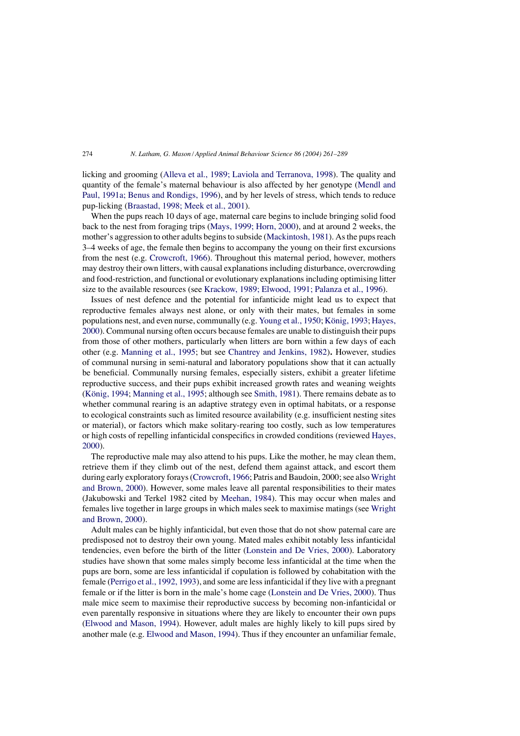licking and grooming (Alleva et al., 1989; Laviola and Terranova, 1998). The quality and quantity of the female's maternal behaviour is also affected by her genotype (Mendl and Paul, 1991a; Benus and Rondigs, 1996), and by her levels of stress, which tends to reduce pup-licking (Braastad, 1998; Meek et al., 2001).

When the pups reach 10 days of age, maternal care begins to include bringing solid food back to the nest from foraging trips (Mays, 1999; Horn, 2000), and at around 2 weeks, the mother's aggression to other adults begins to subside (Mackintosh, 1981). As the pups reach 3–4 weeks of age, the female then begins to accompany the young on their first excursions from the nest (e.g. Crowcroft, 1966). Throughout this maternal period, however, mothers may destroy their own litters, with causal explanations including disturbance, overcrowding and food-restriction, and functional or evolutionary explanations including optimising litter size to the available resources (see Krackow, 1989; Elwood, 1991; Palanza et al., 1996).

Issues of nest defence and the potential for infanticide might lead us to expect that reproductive females always nest alone, or only with their mates, but females in some populations nest, and even nurse, communally (e.g. Young et al., 1950; König, 1993; Hayes, 2000). Communal nursing often occurs because females are unable to distinguish their pups from those of other mothers, particularly when litters are born within a few days of each other (e.g. Manning et al., 1995; but see Chantrey and Jenkins, 1982). However, studies of communal nursing in semi-natural and laboratory populations show that it can actually be beneficial. Communally nursing females, especially sisters, exhibit a greater lifetime reproductive success, and their pups exhibit increased growth rates and weaning weights (König, 1994; Manning et al., 1995; although see Smith, 1981). There remains debate as to whether communal rearing is an adaptive strategy even in optimal habitats, or a response to ecological constraints such as limited resource availability (e.g. insufficient nesting sites or material), or factors which make solitary-rearing too costly, such as low temperatures or high costs of repelling infanticidal conspecifics in crowded conditions (reviewed Hayes, 2000).

The reproductive male may also attend to his pups. Like the mother, he may clean them, retrieve them if they climb out of the nest, defend them against attack, and escort them during early exploratory forays (Crowcroft, 1966; Patris and Baudoin, 2000; see also Wright and Brown, 2000). However, some males leave all parental responsibilities to their mates (Jakubowski and Terkel 1982 cited by Meehan, 1984). This may occur when males and females live together in large groups in which males seek to maximise matings (see Wright and Brown, 2000).

Adult males can be highly infanticidal, but even those that do not show paternal care are predisposed not to destroy their own young. Mated males exhibit notably less infanticidal tendencies, even before the birth of the litter (Lonstein and De Vries, 2000). Laboratory studies have shown that some males simply become less infanticidal at the time when the pups are born, some are less infanticidal if copulation is followed by cohabitation with the female (Perrigo et al., 1992, 1993), and some are less infanticidal if they live with a pregnant female or if the litter is born in the male's home cage (Lonstein and De Vries, 2000). Thus male mice seem to maximise their reproductive success by becoming non-infanticidal or even parentally responsive in situations where they are likely to encounter their own pups (Elwood and Mason, 1994). However, adult males are highly likely to kill pups sired by another male (e.g. Elwood and Mason, 1994). Thus if they encounter an unfamiliar female,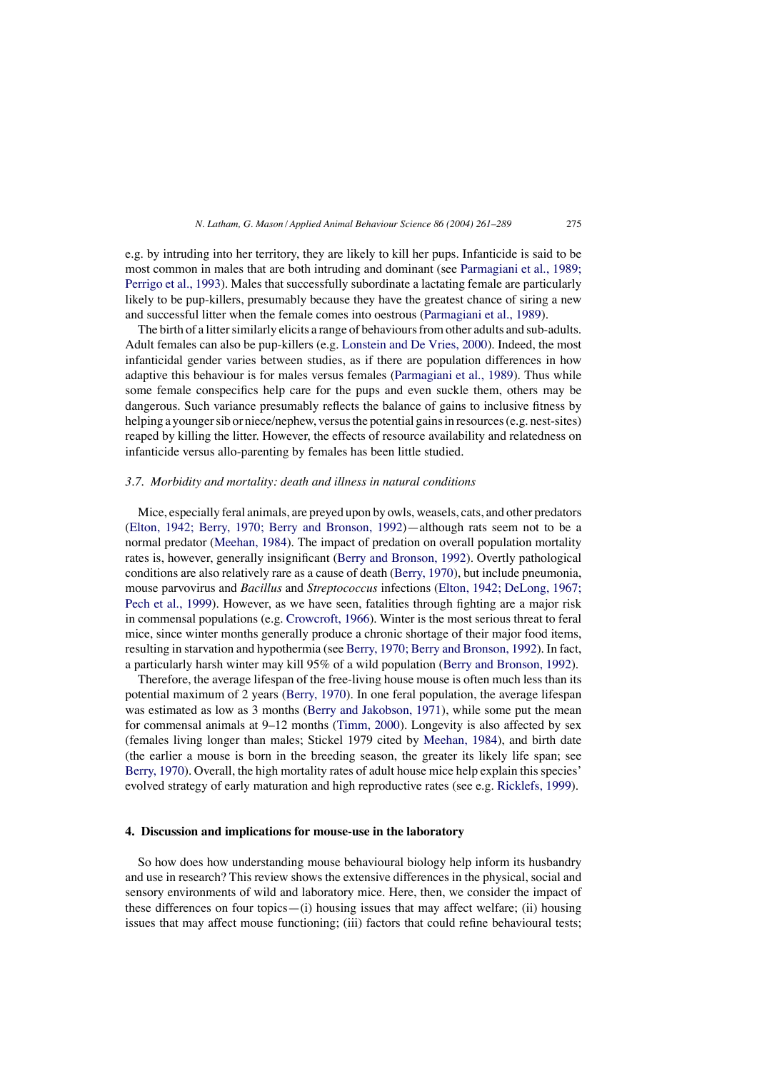e.g. by intruding into her territory, they are likely to kill her pups. Infanticide is said to be most common in males that are both intruding and dominant (see Parmagiani et al., 1989; Perrigo et al., 1993). Males that successfully subordinate a lactating female are particularly likely to be pup-killers, presumably because they have the greatest chance of siring a new and successful litter when the female comes into oestrous (Parmagiani et al., 1989).

The birth of a litter similarly elicits a range of behaviours from other adults and sub-adults. Adult females can also be pup-killers (e.g. Lonstein and De Vries, 2000). Indeed, the most infanticidal gender varies between studies, as if there are population differences in how adaptive this behaviour is for males versus females (Parmagiani et al., 1989). Thus while some female conspecifics help care for the pups and even suckle them, others may be dangerous. Such variance presumably reflects the balance of gains to inclusive fitness by helping a younger sib or niece/nephew, versus the potential gains in resources (e.g. nest-sites) reaped by killing the litter. However, the effects of resource availability and relatedness on infanticide versus allo-parenting by females has been little studied.

### *3.7. Morbidity and mortality: death and illness in natural conditions*

Mice, especially feral animals, are preyed upon by owls, weasels, cats, and other predators (Elton, 1942; Berry, 1970; Berry and Bronson, 1992)—although rats seem not to be a normal predator (Meehan, 1984). The impact of predation on overall population mortality rates is, however, generally insignificant (Berry and Bronson, 1992). Overtly pathological conditions are also relatively rare as a cause of death (Berry, 1970), but include pneumonia, mouse parvovirus and *Bacillus* and *Streptococcus* infections (Elton, 1942; DeLong, 1967; Pech et al., 1999). However, as we have seen, fatalities through fighting are a major risk in commensal populations (e.g. Crowcroft, 1966). Winter is the most serious threat to feral mice, since winter months generally produce a chronic shortage of their major food items, resulting in starvation and hypothermia (see Berry, 1970; Berry and Bronson, 1992). In fact, a particularly harsh winter may kill 95% of a wild population (Berry and Bronson, 1992).

Therefore, the average lifespan of the free-living house mouse is often much less than its potential maximum of 2 years (Berry, 1970). In one feral population, the average lifespan was estimated as low as 3 months (Berry and Jakobson, 1971), while some put the mean for commensal animals at 9–12 months (Timm, 2000). Longevity is also affected by sex (females living longer than males; Stickel 1979 cited by Meehan, 1984), and birth date (the earlier a mouse is born in the breeding season, the greater its likely life span; see Berry, 1970). Overall, the high mortality rates of adult house mice help explain this species' evolved strategy of early maturation and high reproductive rates (see e.g. Ricklefs, 1999).

## 4. Discussion and implications for mouse-use in the laboratory

So how does how understanding mouse behavioural biology help inform its husbandry and use in research? This review shows the extensive differences in the physical, social and sensory environments of wild and laboratory mice. Here, then, we consider the impact of these differences on four topics—(i) housing issues that may affect welfare; (ii) housing issues that may affect mouse functioning; (iii) factors that could refine behavioural tests;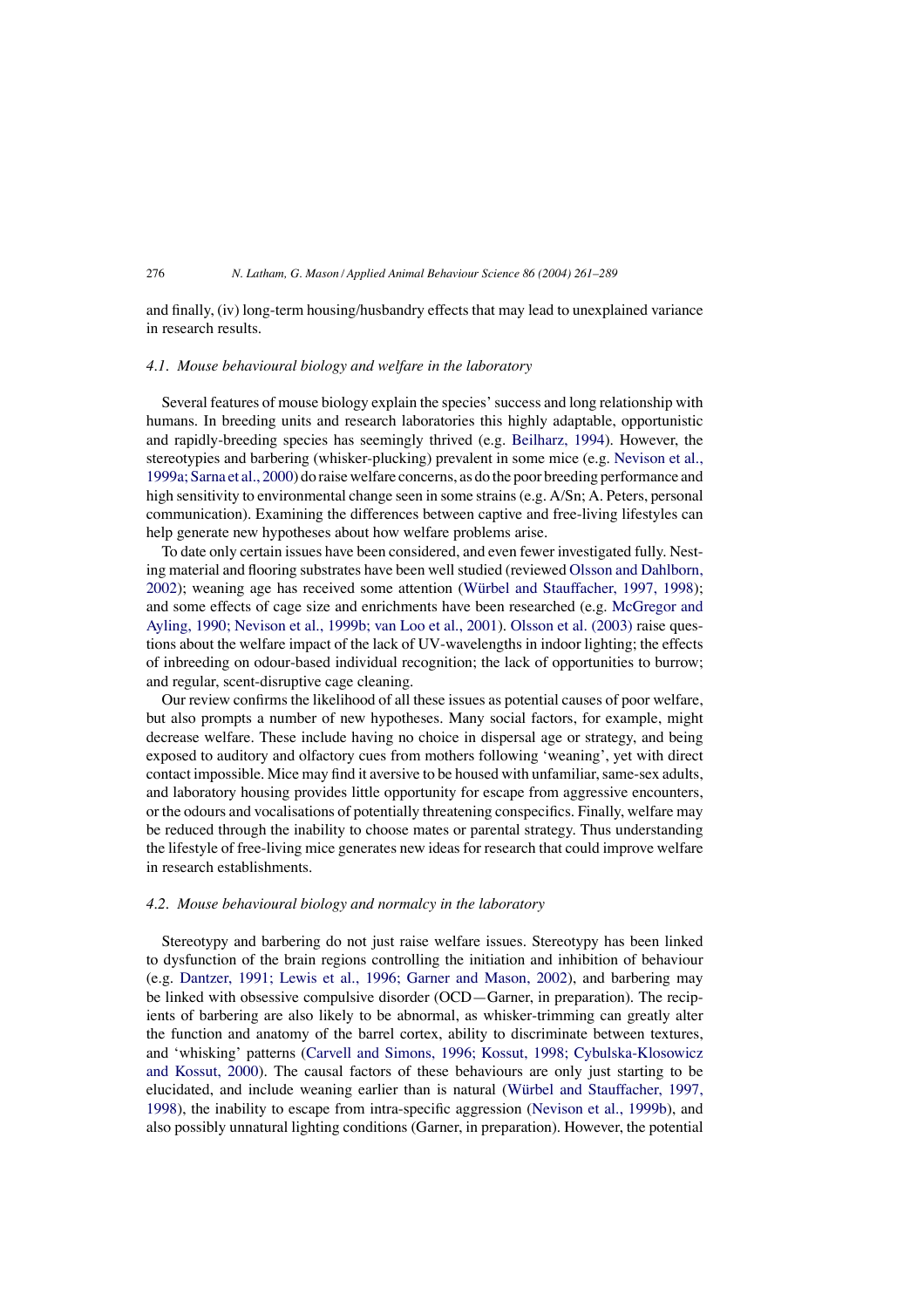and finally, (iv) long-term housing/husbandry effects that may lead to unexplained variance in research results.

### 4.1. Mouse behavioural biology and welfare in the laboratory

Several features of mouse biology explain the species' success and long relationship with humans. In breeding units and research laboratories this highly adaptable, opportunistic and rapidly-breeding species has seemingly thrived (e.g. Beilharz, 1994). However, the stereotypies and barbering (whisker-plucking) prevalent in some mice (e.g. Nevison et al., 1999a; Sarna et al., 2000) do raise welfare concerns, as do the poor breeding performance and high sensitivity to environmental change seen in some strains (e.g. A/Sn; A. Peters, personal communication). Examining the differences between captive and free-living lifestyles can help generate new hypotheses about how welfare problems arise.

To date only certain issues have been considered, and even fewer investigated fully. Nesting material and flooring substrates have been well studied (reviewed Olsson and Dahlborn, 2002); weaning age has received some attention (Würbel and Stauffacher, 1997, 1998); and some effects of cage size and enrichments have been researched (e.g. McGregor and Ayling, 1990; Nevison et al., 1999b; van Loo et al., 2001). Olsson et al. (2003) raise questions about the welfare impact of the lack of UV-wavelengths in indoor lighting; the effects of inbreeding on odour-based individual recognition; the lack of opportunities to burrow; and regular, scent-disruptive cage cleaning.

Our review confirms the likelihood of all these issues as potential causes of poor welfare, but also prompts a number of new hypotheses. Many social factors, for example, might decrease welfare. These include having no choice in dispersal age or strategy, and being exposed to auditory and olfactory cues from mothers following 'weaning', yet with direct contact impossible. Mice may find it aversive to be housed with unfamiliar, same-sex adults, and laboratory housing provides little opportunity for escape from aggressive encounters, or the odours and vocalisations of potentially threatening conspecifics. Finally, welfare may be reduced through the inability to choose mates or parental strategy. Thus understanding the lifestyle of free-living mice generates new ideas for research that could improve welfare in research establishments.

### 4.2. Mouse behavioural biology and normalcy in the laboratory

Stereotypy and barbering do not just raise welfare issues. Stereotypy has been linked to dysfunction of the brain regions controlling the initiation and inhibition of behaviour (e.g. Dantzer, 1991; Lewis et al., 1996; Garner and Mason, 2002), and barbering may be linked with obsessive compulsive disorder (OCD—Garner, in preparation). The recipients of barbering are also likely to be abnormal, as whisker-trimming can greatly alter the function and anatomy of the barrel cortex, ability to discriminate between textures, and 'whisking' patterns (Carvell and Simons, 1996; Kossut, 1998; Cybulska-Klosowicz and Kossut, 2000). The causal factors of these behaviours are only just starting to be elucidated, and include weaning earlier than is natural (Würbel and Stauffacher, 1997, 1998), the inability to escape from intra-specific aggression (Nevison et al., 1999b), and also possibly unnatural lighting conditions (Garner, in preparation). However, the potential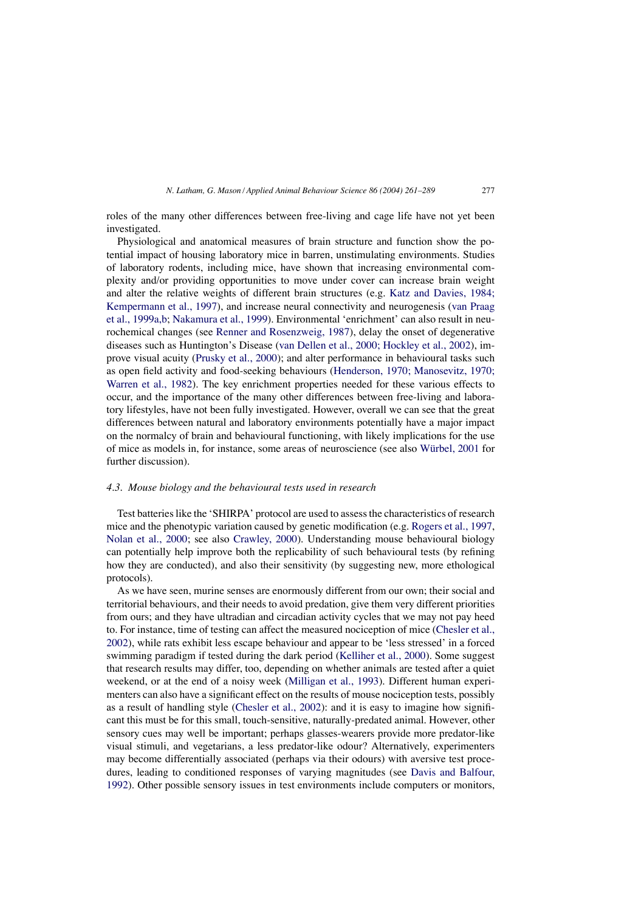roles of the many other differences between free-living and cage life have not yet been investigated.

Physiological and anatomical measures of brain structure and function show the potential impact of housing laboratory mice in barren, unstimulating environments. Studies of laboratory rodents, including mice, have shown that increasing environmental complexity and/or providing opportunities to move under cover can increase brain weight and alter the relative weights of different brain structures (e.g. Katz and Davies, 1984; Kempermann et al., 1997), and increase neural connectivity and neurogenesis (van Praag et al., 1999a,b; Nakamura et al., 1999). Environmental 'enrichment' can also result in neurochemical changes (see Renner and Rosenzweig, 1987), delay the onset of degenerative diseases such as Huntington's Disease (van Dellen et al., 2000; Hockley et al., 2002), improve visual acuity (Prusky et al., 2000); and alter performance in behavioural tasks such as open field activity and food-seeking behaviours (Henderson, 1970; Manosevitz, 1970; Warren et al., 1982). The key enrichment properties needed for these various effects to occur, and the importance of the many other differences between free-living and laboratory lifestyles, have not been fully investigated. However, overall we can see that the great differences between natural and laboratory environments potentially have a major impact on the normalcy of brain and behavioural functioning, with likely implications for the use of mice as models in, for instance, some areas of neuroscience (see also Würbel, 2001 for further discussion).

### *4.3. Mouse biology and the behavioural tests used in research*

Test batteries like the 'SHIRPA' protocol are used to assess the characteristics of research mice and the phenotypic variation caused by genetic modification (e.g. Rogers et al., 1997, Nolan et al., 2000; see also Crawley, 2000). Understanding mouse behavioural biology can potentially help improve both the replicability of such behavioural tests (by refining how they are conducted), and also their sensitivity (by suggesting new, more ethological protocols).

As we have seen, murine senses are enormously different from our own; their social and territorial behaviours, and their needs to avoid predation, give them very different priorities from ours; and they have ultradian and circadian activity cycles that we may not pay heed to. For instance, time of testing can affect the measured nociception of mice (Chesler et al., 2002), while rats exhibit less escape behaviour and appear to be 'less stressed' in a forced swimming paradigm if tested during the dark period (Kelliher et al., 2000). Some suggest that research results may differ, too, depending on whether animals are tested after a quiet weekend, or at the end of a noisy week (Milligan et al., 1993). Different human experimenters can also have a significant effect on the results of mouse nociception tests, possibly as a result of handling style (Chesler et al., 2002): and it is easy to imagine how significant this must be for this small, touch-sensitive, naturally-predated animal. However, other sensory cues may well be important; perhaps glasses-wearers provide more predator-like visual stimuli, and vegetarians, a less predator-like odour? Alternatively, experimenters may become differentially associated (perhaps via their odours) with aversive test procedures, leading to conditioned responses of varying magnitudes (see Davis and Balfour, 1992). Other possible sensory issues in test environments include computers or monitors,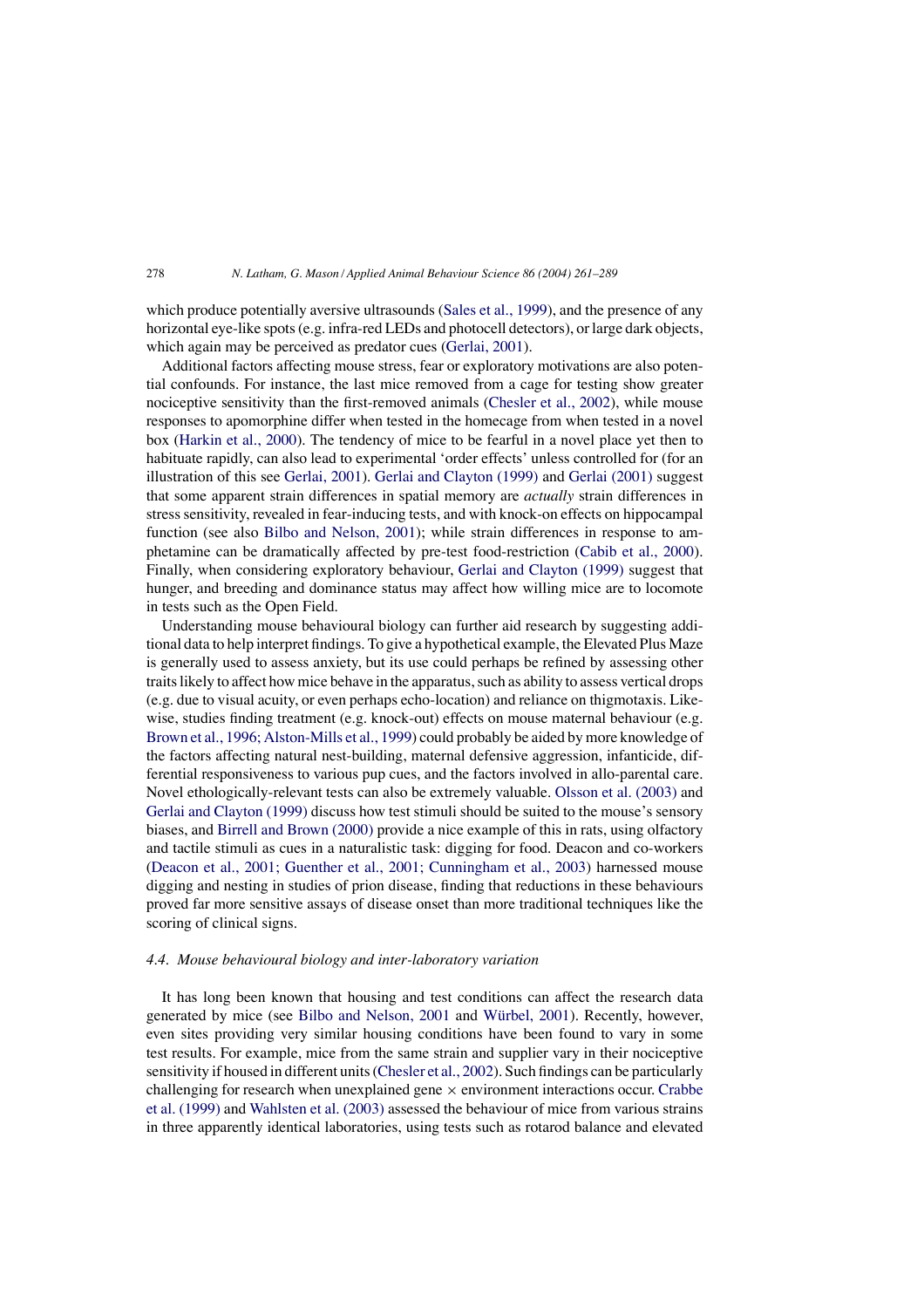which produce potentially aversive ultrasounds (Sales et al., 1999), and the presence of any horizontal eye-like spots (e.g. infra-red LEDs and photocell detectors), or large dark objects, which again may be perceived as predator cues (Gerlai, 2001).

Additional factors affecting mouse stress, fear or exploratory motivations are also potential confounds. For instance, the last mice removed from a cage for testing show greater nociceptive sensitivity than the first-removed animals (Chesler et al., 2002), while mouse responses to apomorphine differ when tested in the homecage from when tested in a novel box (Harkin et al., 2000). The tendency of mice to be fearful in a novel place yet then to habituate rapidly, can also lead to experimental 'order effects' unless controlled for (for an illustration of this see Gerlai, 2001). Gerlai and Clayton (1999) and Gerlai (2001) suggest that some apparent strain differences in spatial memory are *actually* strain differences in stress sensitivity, revealed in fear-inducing tests, and with knock-on effects on hippocampal function (see also Bilbo and Nelson, 2001); while strain differences in response to amphetamine can be dramatically affected by pre-test food-restriction (Cabib et al., 2000). Finally, when considering exploratory behaviour, Gerlai and Clayton (1999) suggest that hunger, and breeding and dominance status may affect how willing mice are to locomote in tests such as the Open Field.

Understanding mouse behavioural biology can further aid research by suggesting additional data to help interpret findings. To give a hypothetical example, the Elevated Plus Maze is generally used to assess anxiety, but its use could perhaps be refined by assessing other traits likely to affect how mice behave in the apparatus, such as ability to assess vertical drops (e.g. due to visual acuity, or even perhaps echo-location) and reliance on thigmotaxis. Likewise, studies finding treatment (e.g. knock-out) effects on mouse maternal behaviour (e.g. Brown et al., 1996; Alston-Mills et al., 1999) could probably be aided by more knowledge of the factors affecting natural nest-building, maternal defensive aggression, infanticide, differential responsiveness to various pup cues, and the factors involved in allo-parental care. Novel ethologically-relevant tests can also be extremely valuable. Olsson et al. (2003) and Gerlai and Clayton (1999) discuss how test stimuli should be suited to the mouse's sensory biases, and Birrell and Brown (2000) provide a nice example of this in rats, using olfactory and tactile stimuli as cues in a naturalistic task: digging for food. Deacon and co-workers (Deacon et al., 2001; Guenther et al., 2001; Cunningham et al., 2003) harnessed mouse digging and nesting in studies of prion disease, finding that reductions in these behaviours proved far more sensitive assays of disease onset than more traditional techniques like the scoring of clinical signs.

### *4.4. Mouse behavioural biology and inter-laboratory variation*

It has long been known that housing and test conditions can affect the research data generated by mice (see Bilbo and Nelson, 2001 and Würbel, 2001). Recently, however, even sites providing very similar housing conditions have been found to vary in some test results. For example, mice from the same strain and supplier vary in their nociceptive sensitivity if housed in different units (Chesler et al., 2002). Such findings can be particularly challenging for research when unexplained gene × environment interactions occur. Crabbe et al. (1999) and Wahlsten et al. (2003) assessed the behaviour of mice from various strains in three apparently identical laboratories, using tests such as rotarod balance and elevated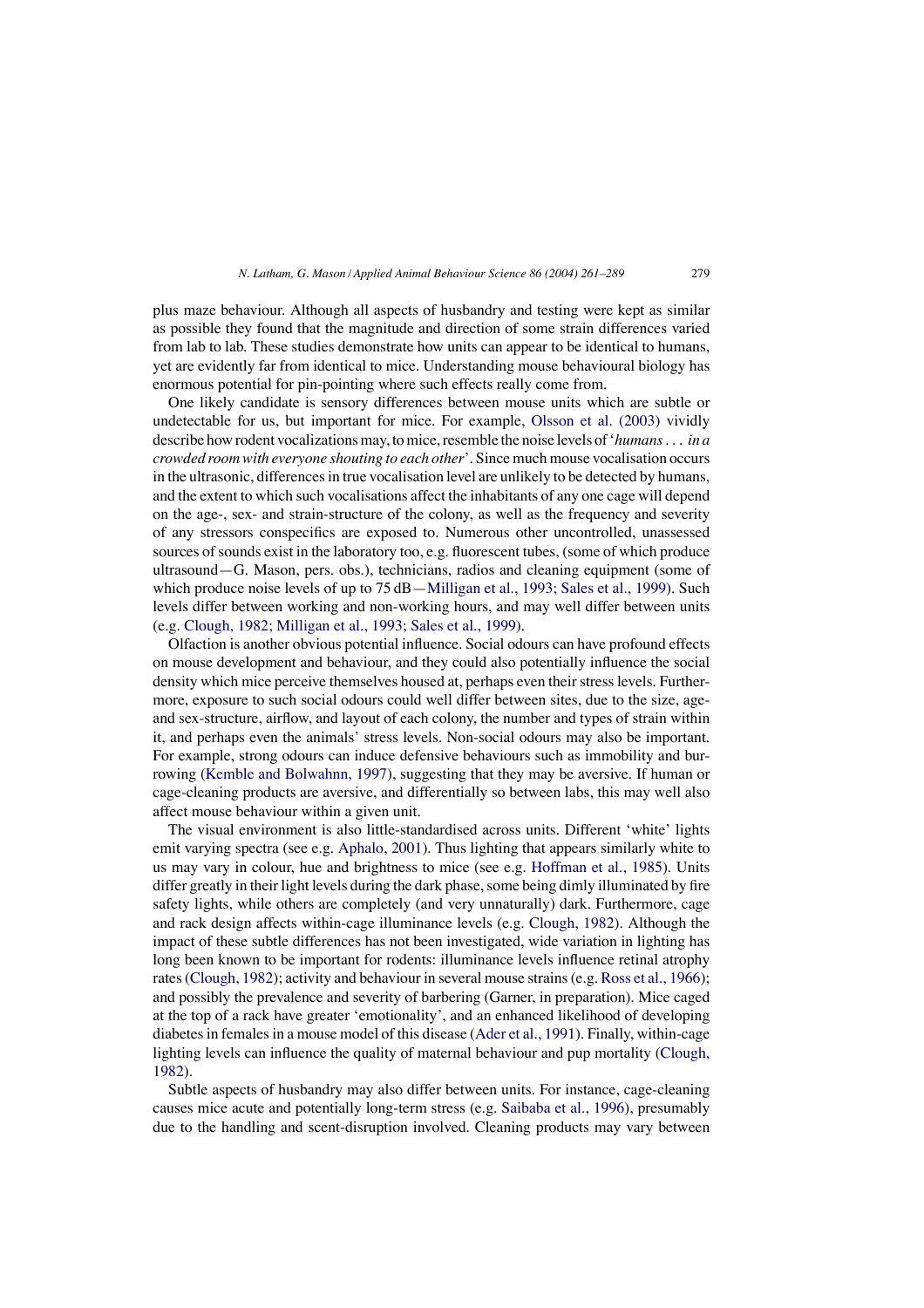plus maze behaviour. Although all aspects of husbandry and testing were kept as similar as possible they found that the magnitude and direction of some strain differences varied from lab to lab. These studies demonstrate how units can appear to be identical to humans, yet are evidently far from identical to mice. Understanding mouse behavioural biology has enormous potential for pin-pointing where such effects really come from.

One likely candidate is sensory differences between mouse units which are subtle or undetectable for us, but important for mice. For example, Olsson et al. (2003) vividly describe how rodent vocalizations may, to mice, resemble the noise levels of '*humans . . . in a crowded room with everyone shouting to each other*'. Since much mouse vocalisation occurs in the ultrasonic, differences in true vocalisation level are unlikely to be detected by humans, and the extent to which such vocalisations affect the inhabitants of any one cage will depend on the age-, sex- and strain-structure of the colony, as well as the frequency and severity of any stressors conspecifics are exposed to. Numerous other uncontrolled, unassessed sources of sounds exist in the laboratory too, e.g. fluorescent tubes, (some of which produce ultrasound—G. Mason, pers. obs.), technicians, radios and cleaning equipment (some of which produce noise levels of up to 75 dB—Milligan et al., 1993; Sales et al., 1999). Such levels differ between working and non-working hours, and may well differ between units (e.g. Clough, 1982; Milligan et al., 1993; Sales et al., 1999).

Olfaction is another obvious potential influence. Social odours can have profound effects on mouse development and behaviour, and they could also potentially influence the social density which mice perceive themselves housed at, perhaps even their stress levels. Furthermore, exposure to such social odours could well differ between sites, due to the size, age- and sex-structure, airflow, and layout of each colony, the number and types of strain within it, and perhaps even the animals' stress levels. Non-social odours may also be important. For example, strong odours can induce defensive behaviours such as immobility and burrowing (Kemble and Bolwahnn, 1997), suggesting that they may be aversive. If human or cage-cleaning products are aversive, and differentially so between labs, this may well also affect mouse behaviour within a given unit.

The visual environment is also little-standardised across units. Different 'white' lights emit varying spectra (see e.g. Aphalo, 2001). Thus lighting that appears similarly white to us may vary in colour, hue and brightness to mice (see e.g. Hoffman et al., 1985). Units differ greatly in their light levels during the dark phase, some being dimly illuminated by fire safety lights, while others are completely (and very unnaturally) dark. Furthermore, cage and rack design affects within-cage illuminance levels (e.g. Clough, 1982). Although the impact of these subtle differences has not been investigated, wide variation in lighting has long been known to be important for rodents: illuminance levels influence retinal atrophy rates (Clough, 1982); activity and behaviour in several mouse strains (e.g. Ross et al., 1966); and possibly the prevalence and severity of barbering (Garner, in preparation). Mice caged at the top of a rack have greater 'emotionality', and an enhanced likelihood of developing diabetes in females in a mouse model of this disease (Ader et al., 1991). Finally, within-cage lighting levels can influence the quality of maternal behaviour and pup mortality (Clough, 1982).

Subtle aspects of husbandry may also differ between units. For instance, cage-cleaning causes mice acute and potentially long-term stress (e.g. Saibaba et al., 1996), presumably due to the handling and scent-disruption involved. Cleaning products may vary between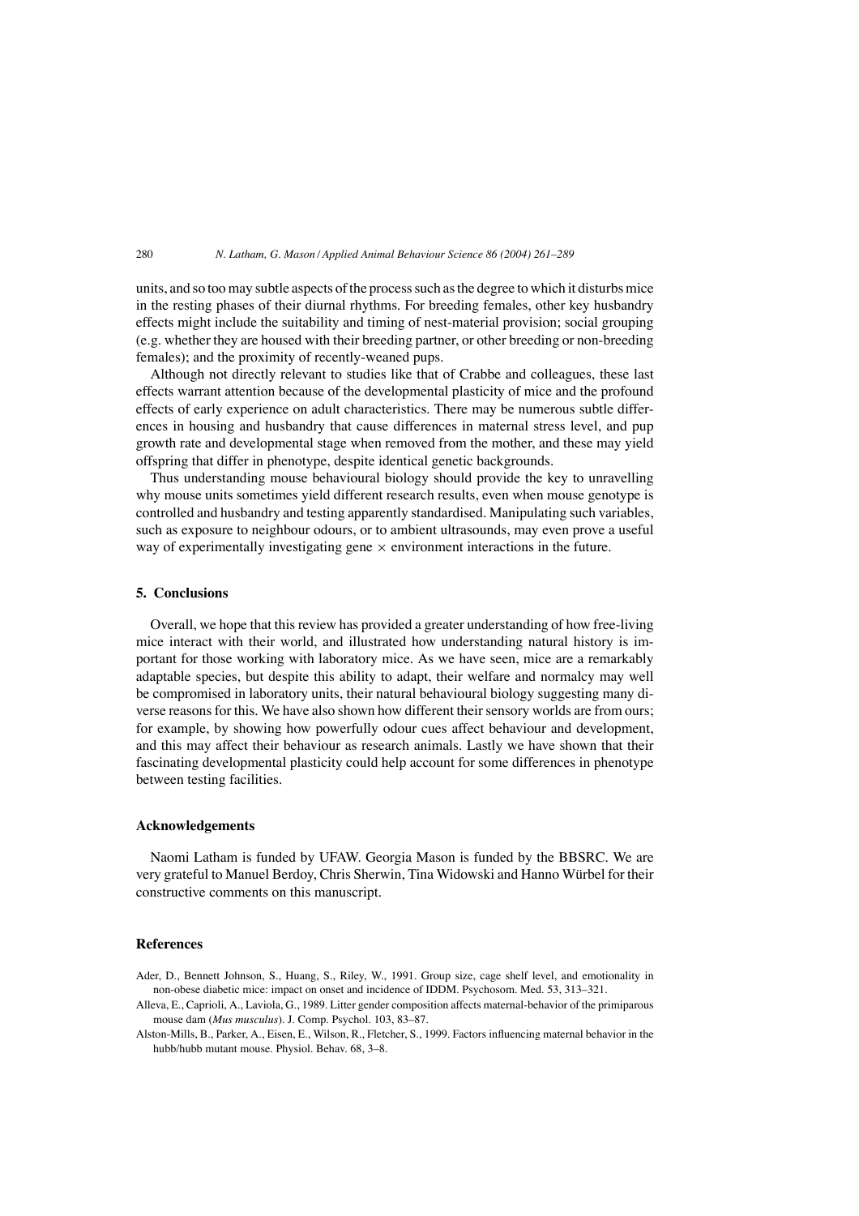units, and so too may subtle aspects of the process such as the degree to which it disturbs mice in the resting phases of their diurnal rhythms. For breeding females, other key husbandry effects might include the suitability and timing of nest-material provision; social grouping (e.g. whether they are housed with their breeding partner, or other breeding or non-breeding females); and the proximity of recently-weaned pups.

Although not directly relevant to studies like that of Crabbe and colleagues, these last effects warrant attention because of the developmental plasticity of mice and the profound effects of early experience on adult characteristics. There may be numerous subtle differences in housing and husbandry that cause differences in maternal stress level, and pup growth rate and developmental stage when removed from the mother, and these may yield offspring that differ in phenotype, despite identical genetic backgrounds.

Thus understanding mouse behavioural biology should provide the key to unravelling why mouse units sometimes yield different research results, even when mouse genotype is controlled and husbandry and testing apparently standardised. Manipulating such variables, such as exposure to neighbour odours, or to ambient ultrasounds, may even prove a useful way of experimentally investigating gene $\times$ environment interactions in the future.

## 5. Conclusions

Overall, we hope that this review has provided a greater understanding of how free-living mice interact with their world, and illustrated how understanding natural history is important for those working with laboratory mice. As we have seen, mice are a remarkably adaptable species, but despite this ability to adapt, their welfare and normalcy may well be compromised in laboratory units, their natural behavioural biology suggesting many diverse reasons for this. We have also shown how different their sensory worlds are from ours; for example, by showing how powerfully odour cues affect behaviour and development, and this may affect their behaviour as research animals. Lastly we have shown that their fascinating developmental plasticity could help account for some differences in phenotype between testing facilities.

## Acknowledgements

Naomi Latham is funded by UFAW. Georgia Mason is funded by the BBSRC. We are very grateful to Manuel Berdoy, Chris Sherwin, Tina Widowski and Hanno Würbel for their constructive comments on this manuscript.

## References

Ader, D., Bennett Johnson, S., Huang, S., Riley, W., 1991. Group size, cage shelf level, and emotionality in non-obese diabetic mice: impact on onset and incidence of IDDM. Psychosom. Med. 53, 313–321.

Alleva, E., Caprioli, A., Laviola, G., 1989. Litter gender composition affects maternal-behavior of the primiparous mouse dam (*Mus musculus*). J. Comp. Psychol. 103, 83–87.

Alston-Mills, B., Parker, A., Eisen, E., Wilson, R., Fletcher, S., 1999. Factors influencing maternal behavior in the hubb/hubb mutant mouse. Physiol. Behav. 68, 3–8.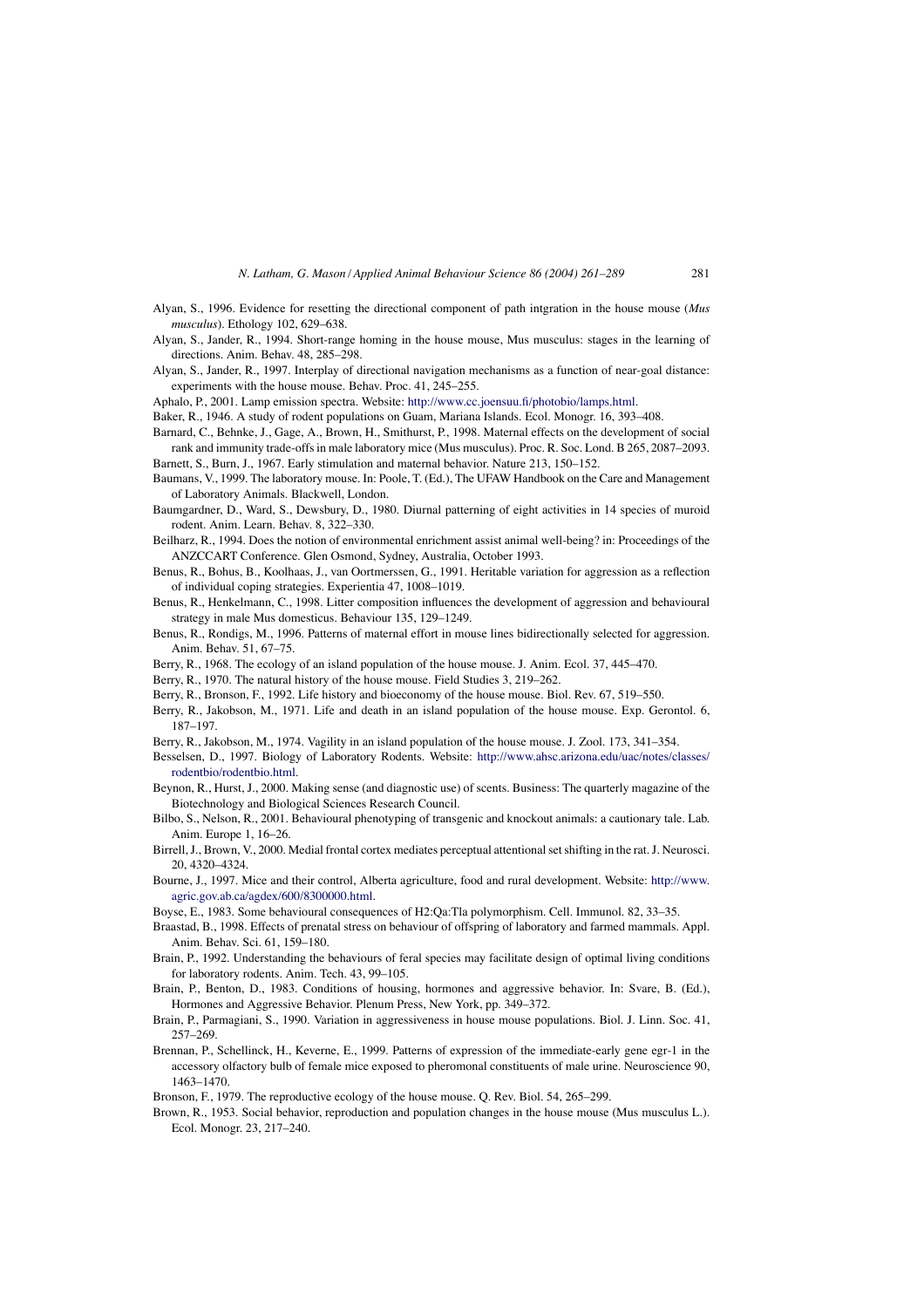Alyan, S., 1996. Evidence for resetting the directional component of path intgration in the house mouse (*Mus musculus*). Ethology 102, 629–638.

Alyan, S., Jander, R., 1994. Short-range homing in the house mouse, Mus musculus: stages in the learning of directions. Anim. Behav. 48, 285–298.

Alyan, S., Jander, R., 1997. Interplay of directional navigation mechanisms as a function of near-goal distance: experiments with the house mouse. Behav. Proc. 41, 245–255.

Aphalo, P., 2001. Lamp emission spectra. Website: http://www.cc.joensuu.fi/photobio/lamps.html.

Baker, R., 1946. A study of rodent populations on Guam, Mariana Islands. Ecol. Monogr. 16, 393–408.

Barnard, C., Behnke, J., Gage, A., Brown, H., Smithurst, P., 1998. Maternal effects on the development of social rank and immunity trade-offs in male laboratory mice (Mus musculus). Proc. R. Soc. Lond. B 265, 2087–2093.

Barnett, S., Burn, J., 1967. Early stimulation and maternal behavior. Nature 213, 150–152.

Baumans, V., 1999. The laboratory mouse. In: Poole, T. (Ed.), The UFAW Handbook on the Care and Management of Laboratory Animals. Blackwell, London.

Baumgardner, D., Ward, S., Dewsbury, D., 1980. Diurnal patterning of eight activities in 14 species of muroid rodent. Anim. Learn. Behav. 8, 322–330.

Beilharz, R., 1994. Does the notion of environmental enrichment assist animal well-being? in: Proceedings of the ANZCCART Conference. Glen Osmond, Sydney, Australia, October 1993.

Benus, R., Bohus, B., Koolhaas, J., van Oortmerssen, G., 1991. Heritable variation for aggression as a reflection of individual coping strategies. Experientia 47, 1008–1019.

Benus, R., Henkelmann, C., 1998. Litter composition influences the development of aggression and behavioural strategy in male Mus domesticus. Behaviour 135, 129–1249.

Benus, R., Rondigs, M., 1996. Patterns of maternal effort in mouse lines bidirectionally selected for aggression. Anim. Behav. 51, 67–75.

Berry, R., 1968. The ecology of an island population of the house mouse. J. Anim. Ecol. 37, 445–470.

Berry, R., 1970. The natural history of the house mouse. Field Studies 3, 219–262.

Berry, R., Bronson, F., 1992. Life history and bioeconomy of the house mouse. Biol. Rev. 67, 519–550.

Berry, R., Jakobson, M., 1971. Life and death in an island population of the house mouse. Exp. Gerontol. 6, 187–197.

Berry, R., Jakobson, M., 1974. Vagility in an island population of the house mouse. J. Zool. 173, 341–354.

Besselsen, D., 1997. Biology of Laboratory Rodents. Website: http://www.ahsc.arizona.edu/uac/notes/classes/rodentbio/rodentbio.html.

Beynon, R., Hurst, J., 2000. Making sense (and diagnostic use) of scents. Business: The quarterly magazine of the Biotechnology and Biological Sciences Research Council.

Bilbo, S., Nelson, R., 2001. Behavioural phenotyping of transgenic and knockout animals: a cautionary tale. Lab. Anim. Europe 1, 16–26.

Birrell, J., Brown, V., 2000. Medial frontal cortex mediates perceptual attentional set shifting in the rat. J. Neurosci. 20, 4320–4324.

Bourne, J., 1997. Mice and their control, Alberta agriculture, food and rural development. Website: http://www.agric.gov.ab.ca/agdex/600/8300000.html.

Boyse, E., 1983. Some behavioural consequences of H2:Qa:Tla polymorphism. Cell. Immunol. 82, 33–35.

Braastad, B., 1998. Effects of prenatal stress on behaviour of offspring of laboratory and farmed mammals. Appl. Anim. Behav. Sci. 61, 159–180.

Brain, P., 1992. Understanding the behaviours of feral species may facilitate design of optimal living conditions for laboratory rodents. Anim. Tech. 43, 99–105.

Brain, P., Benton, D., 1983. Conditions of housing, hormones and aggressive behavior. In: Svare, B. (Ed.), Hormones and Aggressive Behavior. Plenum Press, New York, pp. 349–372.

Brain, P., Parmagiani, S., 1990. Variation in aggressiveness in house mouse populations. Biol. J. Linn. Soc. 41, 257–269.

Brennan, P., Schellinck, H., Keverne, E., 1999. Patterns of expression of the immediate-early gene egr-1 in the accessory olfactory bulb of female mice exposed to pheromonal constituents of male urine. Neuroscience 90, 1463–1470.

Bronson, F., 1979. The reproductive ecology of the house mouse. Q. Rev. Biol. 54, 265–299.

Brown, R., 1953. Social behavior, reproduction and population changes in the house mouse (Mus musculus L.). Ecol. Monogr. 23, 217–240.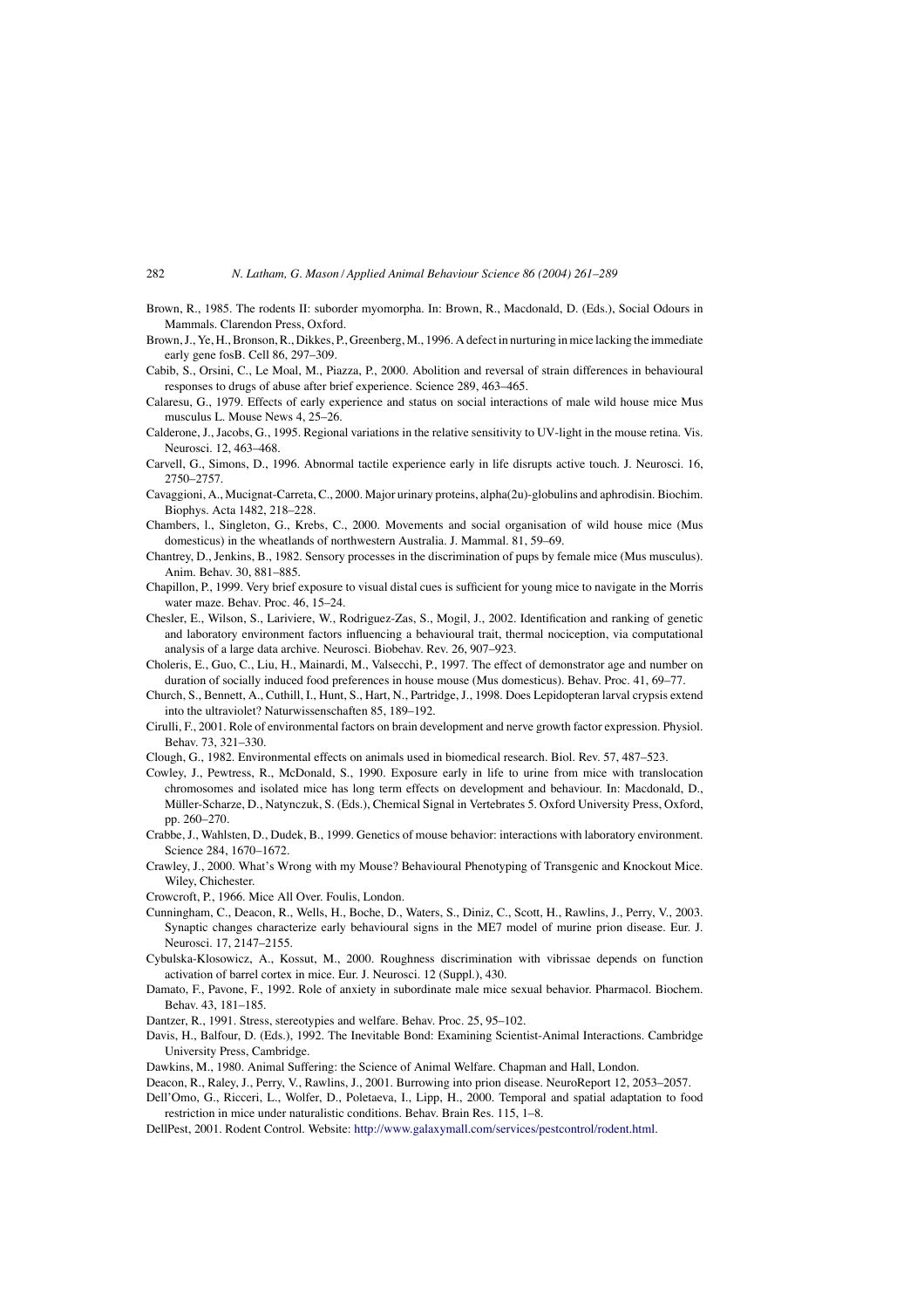Brown, R., 1985. The rodents II: suborder myomorpha. In: Brown, R., Macdonald, D. (Eds.), Social Odours in Mammals. Clarendon Press, Oxford.

Brown, J., Ye, H., Bronson, R., Dikkes, P., Greenberg, M., 1996. A defect in nurturing in mice lacking the immediate early gene fosB. Cell 86, 297–309.

Cabib, S., Orsini, C., Le Moal, M., Piazza, P., 2000. Abolition and reversal of strain differences in behavioural responses to drugs of abuse after brief experience. Science 289, 463–465.

Calaresu, G., 1979. Effects of early experience and status on social interactions of male wild house mice Mus musculus L. Mouse News 4, 25–26.

Calderone, J., Jacobs, G., 1995. Regional variations in the relative sensitivity to UV-light in the mouse retina. Vis. Neurosci. 12, 463–468.

Carvell, G., Simons, D., 1996. Abnormal tactile experience early in life disrupts active touch. J. Neurosci. 16, 2750–2757.

Cavaggioni, A., Mucignat-Carreta, C., 2000. Major urinary proteins, alpha(2u)-globulins and aphrodisin. Biochim. Biophys. Acta 1482, 218–228.

Chambers, l., Singleton, G., Krebs, C., 2000. Movements and social organisation of wild house mice (Mus domesticus) in the wheatlands of northwestern Australia. J. Mammal. 81, 59–69.

Chantrey, D., Jenkins, B., 1982. Sensory processes in the discrimination of pups by female mice (Mus musculus). Anim. Behav. 30, 881–885.

Chapillon, P., 1999. Very brief exposure to visual distal cues is sufficient for young mice to navigate in the Morris water maze. Behav. Proc. 46, 15–24.

Chesler, E., Wilson, S., Lariviere, W., Rodriguez-Zas, S., Mogil, J., 2002. Identification and ranking of genetic and laboratory environment factors influencing a behavioural trait, thermal nociception, via computational analysis of a large data archive. Neurosci. Biobehav. Rev. 26, 907–923.

Choleris, E., Guo, C., Liu, H., Mainardi, M., Valsecchi, P., 1997. The effect of demonstrator age and number on duration of socially induced food preferences in house mouse (Mus domesticus). Behav. Proc. 41, 69–77.

Church, S., Bennett, A., Cuthill, I., Hunt, S., Hart, N., Partridge, J., 1998. Does Lepidopteran larval crypsis extend into the ultraviolet? Naturwissenschaften 85, 189–192.

Cirulli, F., 2001. Role of environmental factors on brain development and nerve growth factor expression. Physiol. Behav. 73, 321–330.

Clough, G., 1982. Environmental effects on animals used in biomedical research. Biol. Rev. 57, 487–523.

Cowley, J., Pewtress, R., McDonald, S., 1990. Exposure early in life to urine from mice with translocation chromosomes and isolated mice has long term effects on development and behaviour. In: Macdonald, D., Müller-Scharze, D., Natynczuk, S. (Eds.), Chemical Signal in Vertebrates 5. Oxford University Press, Oxford, pp. 260–270.

Crabbe, J., Wahlsten, D., Dudek, B., 1999. Genetics of mouse behavior: interactions with laboratory environment. Science 284, 1670–1672.

Crawley, J., 2000. What's Wrong with my Mouse? Behavioural Phenotyping of Transgenic and Knockout Mice. Wiley, Chichester.

Crowcroft, P., 1966. Mice All Over. Foulis, London.

Cunningham, C., Deacon, R., Wells, H., Boche, D., Waters, S., Diniz, C., Scott, H., Rawlins, J., Perry, V., 2003. Synaptic changes characterize early behavioural signs in the ME7 model of murine prion disease. Eur. J. Neurosci. 17, 2147–2155.

Cybulska-Klosowicz, A., Kossut, M., 2000. Roughness discrimination with vibrissae depends on function activation of barrel cortex in mice. Eur. J. Neurosci. 12 (Suppl.), 430.

Damato, F., Pavone, F., 1992. Role of anxiety in subordinate male mice sexual behavior. Pharmacol. Biochem. Behav. 43, 181–185.

Dantzer, R., 1991. Stress, stereotypies and welfare. Behav. Proc. 25, 95–102.

Davis, H., Balfour, D. (Eds.), 1992. The Inevitable Bond: Examining Scientist-Animal Interactions. Cambridge University Press, Cambridge.

Dawkins, M., 1980. Animal Suffering: the Science of Animal Welfare. Chapman and Hall, London.

Deacon, R., Raley, J., Perry, V., Rawlins, J., 2001. Burrowing into prion disease. NeuroReport 12, 2053–2057.

Dell'Omo, G., Ricceri, L., Wolfer, D., Poletaeva, I., Lipp, H., 2000. Temporal and spatial adaptation to food restriction in mice under naturalistic conditions. Behav. Brain Res. 115, 1–8.

DellPest, 2001. Rodent Control. Website: http://www.galaxymall.com/services/pestcontrol/rodent.html.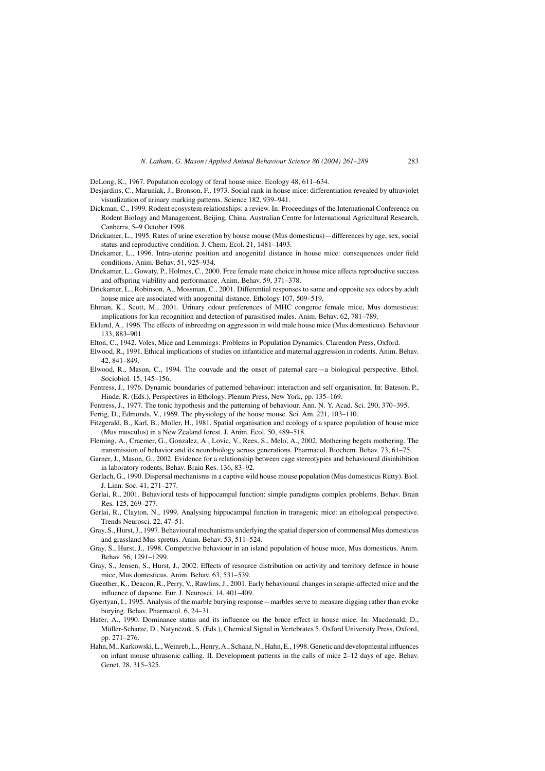DeLong, K., 1967. Population ecology of feral house mice. Ecology 48, 611–634.

Desjardins, C., Maruniak, J., Bronson, F., 1973. Social rank in house mice: differentiation revealed by ultraviolet visualization of urinary marking patterns. Science 182, 939–941.

Dickman, C., 1999. Rodent ecosystem relationships: a review. In: Proceedings of the International Conference on Rodent Biology and Management, Beijing, China. Australian Centre for International Agricultural Research, Canberra, 5–9 October 1998.

Drickamer, L., 1995. Rates of urine excretion by house mouse (Mus domesticus)—differences by age, sex, social status and reproductive condition. J. Chem. Ecol. 21, 1481–1493.

Drickamer, L., 1996. Intra-uterine position and anogenital distance in house mice: consequences under field conditions. Anim. Behav. 51, 925–934.

Drickamer, L., Gowaty, P., Holmes, C., 2000. Free female mate choice in house mice affects reproductive success and offspring viability and performance. Anim. Behav. 59, 371–378.

Drickamer, L., Robinson, A., Mossman, C., 2001. Differential responses to same and opposite sex odors by adult house mice are associated with anogenital distance. Ethology 107, 509–519.

Ehman, K., Scott, M., 2001. Urinary odour preferences of MHC congenic female mice, Mus domesticus: implications for kin recognition and detection of parasitised males. Anim. Behav. 62, 781–789.

Eklund, A., 1996. The effects of inbreeding on aggression in wild male house mice (Mus domesticus). Behaviour 133, 883–901.

Elton, C., 1942. Voles, Mice and Lemmings: Problems in Population Dynamics. Clarendon Press, Oxford.

Elwood, R., 1991. Ethical implications of studies on infantidice and maternal aggression in rodents. Anim. Behav. 42, 841–849.

Elwood, R., Mason, C., 1994. The couvade and the onset of paternal care—a biological perspective. Ethol. Sociobiol. 15, 145–156.

Fentress, J., 1976. Dynamic boundaries of patterned behaviour: interaction and self organisation. In: Bateson, P., Hinde, R. (Eds.), Perspectives in Ethology. Plenum Press, New York, pp. 135–169.

Fentress, J., 1977. The tonic hypothesis and the patterning of behaviour. Ann. N. Y. Acad. Sci. 290, 370–395.

Fertig, D., Edmonds, V., 1969. The physiology of the house mouse. Sci. Am. 221, 103–110.

Fitzgerald, B., Karl, B., Moller, H., 1981. Spatial organisation and ecology of a sparce population of house mice (Mus musculus) in a New Zealand forest. J. Anim. Ecol. 50, 489–518.

Fleming, A., Craemer, G., Gonzalez, A., Lovic, V., Rees, S., Melo, A., 2002. Mothering begets mothering. The transmission of behavior and its neurobiology across generations. Pharmacol. Biochem. Behav. 73, 61–75.

Garner, J., Mason, G., 2002. Evidence for a relationship between cage stereotypies and behavioural disinhibition in laboratory rodents. Behav. Brain Res. 136, 83–92.

Gerlach, G., 1990. Dispersal mechanisms in a captive wild house mouse population (Mus domesticus Rutty). Biol. J. Linn. Soc. 41, 271–277.

Gerlai, R., 2001. Behavioral tests of hippocampal function: simple paradigms complex problems. Behav. Brain Res. 125, 269–277.

Gerlai, R., Clayton, N., 1999. Analysing hippocampal function in transgenic mice: an ethological perspective. Trends Neurosci. 22, 47–51.

Gray, S., Hurst, J., 1997. Behavioural mechanisms underlying the spatial dispersion of commensal Mus domesticus and grassland Mus spretus. Anim. Behav. 53, 511–524.

Gray, S., Hurst, J., 1998. Competitive behaviour in an island population of house mice, Mus domesticus. Anim. Behav. 56, 1291–1299.

Gray, S., Jensen, S., Hurst, J., 2002. Effects of resource distribution on activity and territory defence in house mice, Mus domesticus. Anim. Behav. 63, 531–539.

Guenther, K., Deacon, R., Perry, V., Rawlins, J., 2001. Early behavioural changes in scrapie-affected mice and the influence of dapsone. Eur. J. Neurosci. 14, 401–409.

Gyertyan, I., 1995. Analysis of the marble burying response—marbles serve to measure digging rather than evoke burying. Behav. Pharmacol. 6, 24–31.

Hafer, A., 1990. Dominance status and its influence on the bruce effect in house mice. In: Macdonald, D., Müller-Scharze, D., Natynczuk, S. (Eds.), Chemical Signal in Vertebrates 5. Oxford University Press, Oxford, pp. 271–276.

Hahn, M., Karkowski, L., Weinreb, L., Henry, A., Schanz, N., Hahn, E., 1998. Genetic and developmental influences on infant mouse ultrasonic calling. II. Development patterns in the calls of mice 2–12 days of age. Behav. Genet. 28, 315–325.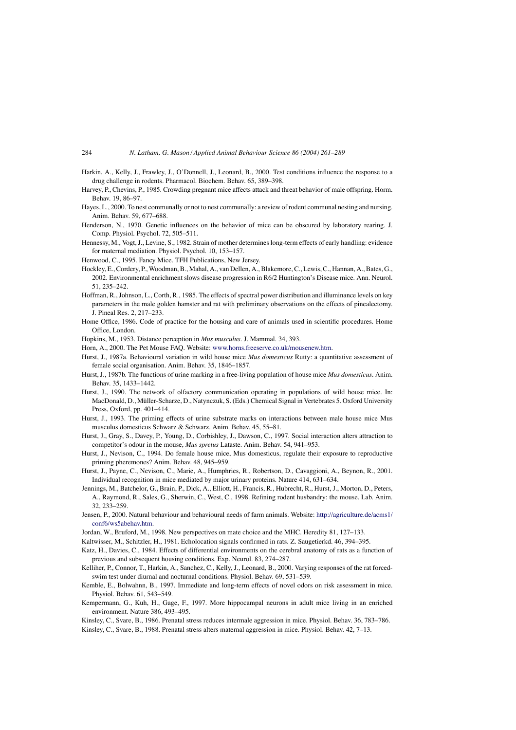Harkin, A., Kelly, J., Frawley, J., O'Donnell, J., Leonard, B., 2000. Test conditions influence the response to a drug challenge in rodents. Pharmacol. Biochem. Behav. 65, 389–398.

Harvey, P., Chevins, P., 1985. Crowding pregnant mice affects attack and threat behavior of male offspring. Horm. Behav. 19, 86–97.

Hayes, L., 2000. To nest communally or not to nest communally: a review of rodent communal nesting and nursing. Anim. Behav. 59, 677–688.

Henderson, N., 1970. Genetic influences on the behavior of mice can be obscured by laboratory rearing. J. Comp. Physiol. Psychol. 72, 505–511.

Hennessy, M., Vogt, J., Levine, S., 1982. Strain of mother determines long-term effects of early handling: evidence for maternal mediation. Physiol. Psychol. 10, 153–157.

Henwood, C., 1995. Fancy Mice. TFH Publications, New Jersey.

Hockley, E., Cordery, P., Woodman, B., Mahal, A., van Dellen, A., Blakemore, C., Lewis, C., Hannan, A., Bates, G., 2002. Environmental enrichment slows disease progression in R6/2 Huntington's Disease mice. Ann. Neurol. 51, 235–242.

Hoffman, R., Johnson, L., Corth, R., 1985. The effects of spectral power distribution and illuminance levels on key parameters in the male golden hamster and rat with preliminary observations on the effects of pinealectomy. J. Pineal Res. 2, 217–233.

Home Office, 1986. Code of practice for the housing and care of animals used in scientific procedures. Home Office, London.

Hopkins, M., 1953. Distance perception in *Mus musculus*. J. Mammal. 34, 393.

Horn, A., 2000. The Pet Mouse FAQ. Website: www.horns.freeserve.co.uk/mousenew.htm.

Hurst, J., 1987a. Behavioural variation in wild house mice *Mus domesticus* Rutty: a quantitative assessment of female social organisation. Anim. Behav. 35, 1846–1857.

Hurst, J., 1987b. The functions of urine marking in a free-living population of house mice *Mus domesticus*. Anim. Behav. 35, 1433–1442.

Hurst, J., 1990. The network of olfactory communication operating in populations of wild house mice. In: MacDonald, D., Müller-Scharze, D., Natynczuk, S. (Eds.) Chemical Signal in Vertebrates 5. Oxford University Press, Oxford, pp. 401–414.

Hurst, J., 1993. The priming effects of urine substrate marks on interactions between male house mice Mus musculus domesticus Schwarz & Schwarz. Anim. Behav. 45, 55–81.

Hurst, J., Gray, S., Davey, P., Young, D., Corbishley, J., Dawson, C., 1997. Social interaction alters attraction to competitor's odour in the mouse, *Mus spretus* Lataste. Anim. Behav. 54, 941–953.

Hurst, J., Nevison, C., 1994. Do female house mice, Mus domesticus, regulate their exposure to reproductive priming pheremones? Anim. Behav. 48, 945–959.

Hurst, J., Payne, C., Nevison, C., Marie, A., Humphries, R., Robertson, D., Cavaggioni, A., Beynon, R., 2001. Individual recognition in mice mediated by major urinary proteins. Nature 414, 631–634.

Jennings, M., Batchelor, G., Brain, P., Dick, A., Elliott, H., Francis, R., Hubrecht, R., Hurst, J., Morton, D., Peters, A., Raymond, R., Sales, G., Sherwin, C., West, C., 1998. Refining rodent husbandry: the mouse. Lab. Anim. 32, 233–259.

Jensen, P., 2000. Natural behaviour and behavioural needs of farm animals. Website: http://agriculture.de/acms1/conf6/ws5abehav.htm.

Jordan, W., Bruford, M., 1998. New perspectives on mate choice and the MHC. Heredity 81, 127–133.

Kaltwisser, M., Schitzler, H., 1981. Echolocation signals confirmed in rats. Z. Saugetierkd. 46, 394–395.

Katz, H., Davies, C., 1984. Effects of differential environments on the cerebral anatomy of rats as a function of previous and subsequent housing conditions. Exp. Neurol. 83, 274–287.

Kelliher, P., Connor, T., Harkin, A., Sanchez, C., Kelly, J., Leonard, B., 2000. Varying responses of the rat forced-swim test under diurnal and nocturnal conditions. Physiol. Behav. 69, 531–539.

Kemble, E., Bolwahnn, B., 1997. Immediate and long-term effects of novel odors on risk assessment in mice. Physiol. Behav. 61, 543–549.

Kempermann, G., Kuh, H., Gage, F., 1997. More hippocampal neurons in adult mice living in an enriched environment. Nature 386, 493–495.

Kinsley, C., Svare, B., 1986. Prenatal stress reduces intermale aggression in mice. Physiol. Behav. 36, 783–786.

Kinsley, C., Svare, B., 1988. Prenatal stress alters maternal aggression in mice. Physiol. Behav. 42, 7–13.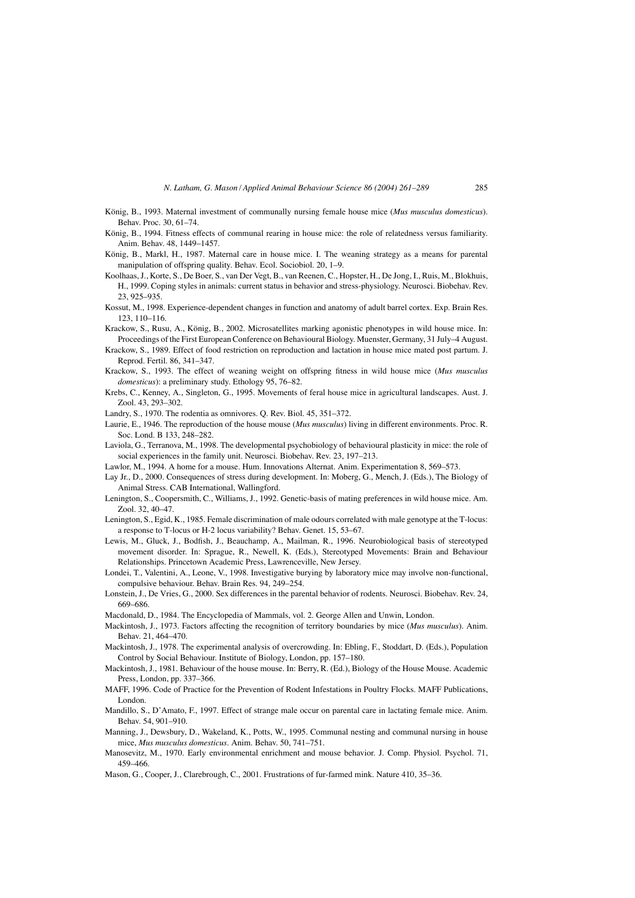König, B., 1993. Maternal investment of communally nursing female house mice (*Mus musculus domesticus*). Behav. Proc. 30, 61–74.

König, B., 1994. Fitness effects of communal rearing in house mice: the role of relatedness versus familiarity. Anim. Behav. 48, 1449–1457.

König, B., Markl, H., 1987. Maternal care in house mice. I. The weaning strategy as a means for parental manipulation of offspring quality. Behav. Ecol. Sociobiol. 20, 1–9.

Koolhaas, J., Korte, S., De Boer, S., van Der Vegt, B., van Reenen, C., Hopster, H., De Jong, I., Ruis, M., Blokhuis, H., 1999. Coping styles in animals: current status in behavior and stress-physiology. Neurosci. Biobehav. Rev. 23, 925–935.

Kossut, M., 1998. Experience-dependent changes in function and anatomy of adult barrel cortex. Exp. Brain Res. 123, 110–116.

Krackow, S., Rusu, A., König, B., 2002. Microsatellites marking agonistic phenotypes in wild house mice. In: Proceedings of the First European Conference on Behavioural Biology. Muenster, Germany, 31 July–4 August.

Krackow, S., 1989. Effect of food restriction on reproduction and lactation in house mice mated post partum. J. Reprod. Fertil. 86, 341–347.

Krackow, S., 1993. The effect of weaning weight on offspring fitness in wild house mice (*Mus musculus domesticus*): a preliminary study. Ethology 95, 76–82.

Krebs, C., Kenney, A., Singleton, G., 1995. Movements of feral house mice in agricultural landscapes. Aust. J. Zool. 43, 293–302.

Landry, S., 1970. The rodentia as omnivores. Q. Rev. Biol. 45, 351–372.

Laurie, E., 1946. The reproduction of the house mouse (*Mus musculus*) living in different environments. Proc. R. Soc. Lond. B 133, 248–282.

Laviola, G., Terranova, M., 1998. The developmental psychobiology of behavioural plasticity in mice: the role of social experiences in the family unit. Neurosci. Biobehav. Rev. 23, 197–213.

Lawlor, M., 1994. A home for a mouse. Hum. Innovations Alternat. Anim. Experimentation 8, 569–573.

Lay Jr., D., 2000. Consequences of stress during development. In: Moberg, G., Mench, J. (Eds.), The Biology of Animal Stress. CAB International, Wallingford.

Lenington, S., Coopersmith, C., Williams, J., 1992. Genetic-basis of mating preferences in wild house mice. Am. Zool. 32, 40–47.

Lenington, S., Egid, K., 1985. Female discrimination of male odours correlated with male genotype at the T-locus: a response to T-locus or H-2 locus variability? Behav. Genet. 15, 53–67.

Lewis, M., Gluck, J., Bodfish, J., Beauchamp, A., Mailman, R., 1996. Neurobiological basis of stereotyped movement disorder. In: Sprague, R., Newell, K. (Eds.), Stereotyped Movements: Brain and Behaviour Relationships. Princetown Academic Press, Lawrenceville, New Jersey.

Londei, T., Valentini, A., Leone, V., 1998. Investigative burying by laboratory mice may involve non-functional, compulsive behaviour. Behav. Brain Res. 94, 249–254.

Lonstein, J., De Vries, G., 2000. Sex differences in the parental behavior of rodents. Neurosci. Biobehav. Rev. 24, 669–686.

Macdonald, D., 1984. The Encyclopedia of Mammals, vol. 2. George Allen and Unwin, London.

Mackintosh, J., 1973. Factors affecting the recognition of territory boundaries by mice (*Mus musculus*). Anim. Behav. 21, 464–470.

Mackintosh, J., 1978. The experimental analysis of overcrowding. In: Ebling, F., Stoddart, D. (Eds.), Population Control by Social Behaviour. Institute of Biology, London, pp. 157–180.

Mackintosh, J., 1981. Behaviour of the house mouse. In: Berry, R. (Ed.), Biology of the House Mouse. Academic Press, London, pp. 337–366.

MAFF, 1996. Code of Practice for the Prevention of Rodent Infestations in Poultry Flocks. MAFF Publications, London.

Mandillo, S., D'Amato, F., 1997. Effect of strange male occur on parental care in lactating female mice. Anim. Behav. 54, 901–910.

Manning, J., Dewsbury, D., Wakeland, K., Potts, W., 1995. Communal nesting and communal nursing in house mice, *Mus musculus domesticus*. Anim. Behav. 50, 741–751.

Manosevitz, M., 1970. Early environmental enrichment and mouse behavior. J. Comp. Physiol. Psychol. 71, 459–466.

Mason, G., Cooper, J., Clarebrough, C., 2001. Frustrations of fur-farmed mink. Nature 410, 35–36.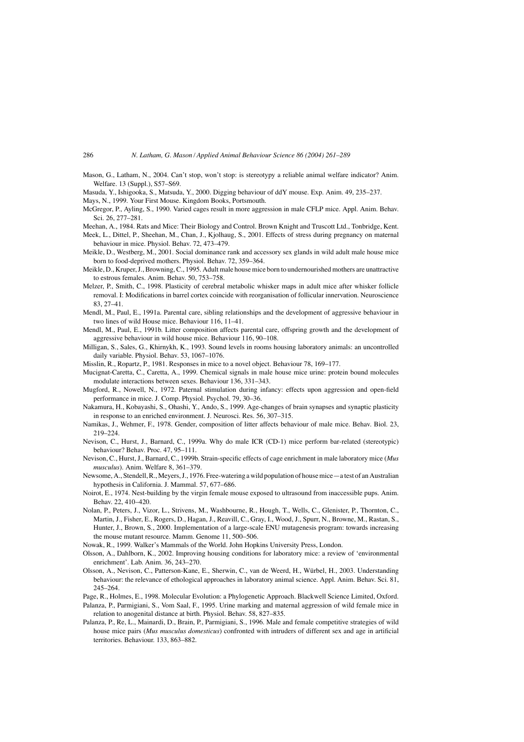Mason, G., Latham, N., 2004. Can't stop, won't stop: is stereotypy a reliable animal welfare indicator? Anim. Welfare. 13 (Suppl.), S57–S69.

Masuda, Y., Ishigooka, S., Matsuda, Y., 2000. Digging behaviour of ddY mouse. Exp. Anim. 49, 235–237.

Mays, N., 1999. Your First Mouse. Kingdom Books, Portsmouth.

McGregor, P., Ayling, S., 1990. Varied cages result in more aggression in male CFLP mice. Appl. Anim. Behav. Sci. 26, 277–281.

Meehan, A., 1984. Rats and Mice: Their Biology and Control. Brown Knight and Truscott Ltd., Tonbridge, Kent.

Meek, L., Dittel, P., Sheehan, M., Chan, J., Kjolhaug, S., 2001. Effects of stress during pregnancy on maternal behaviour in mice. Physiol. Behav. 72, 473–479.

Meikle, D., Westberg, M., 2001. Social dominance rank and accessory sex glands in wild adult male house mice born to food-deprived mothers. Physiol. Behav. 72, 359–364.

Meikle, D., Kruper, J., Browning, C., 1995. Adult male house mice born to undernourished mothers are unattractive to estrous females. Anim. Behav. 50, 753–758.

Melzer, P., Smith, C., 1998. Plasticity of cerebral metabolic whisker maps in adult mice after whisker follicle removal. I: Modifications in barrel cortex coincide with reorganisation of follicular innervation. Neuroscience 83, 27–41.

Mendl, M., Paul, E., 1991a. Parental care, sibling relationships and the development of aggressive behaviour in two lines of wild House mice. Behaviour 116, 11–41.

Mendl, M., Paul, E., 1991b. Litter composition affects parental care, offspring growth and the development of aggressive behaviour in wild house mice. Behaviour 116, 90–108.

Milligan, S., Sales, G., Khirnykh, K., 1993. Sound levels in rooms housing laboratory animals: an uncontrolled daily variable. Physiol. Behav. 53, 1067–1076.

Misslin, R., Ropartz, P., 1981. Responses in mice to a novel object. Behaviour 78, 169–177.

Mucignat-Caretta, C., Caretta, A., 1999. Chemical signals in male house mice urine: protein bound molecules modulate interactions between sexes. Behaviour 136, 331–343.

Mugford, R., Nowell, N., 1972. Paternal stimulation during infancy: effects upon aggression and open-field performance in mice. J. Comp. Physiol. Psychol. 79, 30–36.

Nakamura, H., Kobayashi, S., Ohashi, Y., Ando, S., 1999. Age-changes of brain synapses and synaptic plasticity in response to an enriched environment. J. Neurosci. Res. 56, 307–315.

Namikas, J., Wehmer, F., 1978. Gender, composition of litter affects behaviour of male mice. Behav. Biol. 23, 219–224.

Nevison, C., Hurst, J., Barnard, C., 1999a. Why do male ICR (CD-1) mice perform bar-related (stereotypic) behaviour? Behav. Proc. 47, 95–111.

Nevison, C., Hurst, J., Barnard, C., 1999b. Strain-specific effects of cage enrichment in male laboratory mice (*Mus musculus*). Anim. Welfare 8, 361–379.

Newsome, A., Stendell, R., Meyers, J., 1976. Free-watering a wild population of house mice—a test of an Australian hypothesis in California. J. Mammal. 57, 677–686.

Noirot, E., 1974. Nest-building by the virgin female mouse exposed to ultrasound from inaccessible pups. Anim. Behav. 22, 410–420.

Nolan, P., Peters, J., Vizor, L., Strivens, M., Washbourne, R., Hough, T., Wells, C., Glenister, P., Thornton, C., Martin, J., Fisher, E., Rogers, D., Hagan, J., Reavill, C., Gray, I., Wood, J., Spurr, N., Browne, M., Rastan, S., Hunter, J., Brown, S., 2000. Implementation of a large-scale ENU mutagenesis program: towards increasing the mouse mutant resource. Mamm. Genome 11, 500–506.

Nowak, R., 1999. Walker's Mammals of the World. John Hopkins University Press, London.

Olsson, A., Dahlborn, K., 2002. Improving housing conditions for laboratory mice: a review of 'environmental enrichment'. Lab. Anim. 36, 243–270.

Olsson, A., Nevison, C., Patterson-Kane, E., Sherwin, C., van de Weerd, H., Würbel, H., 2003. Understanding behaviour: the relevance of ethological approaches in laboratory animal science. Appl. Anim. Behav. Sci. 81, 245–264.

Page, R., Holmes, E., 1998. Molecular Evolution: a Phylogenetic Approach. Blackwell Science Limited, Oxford.

Palanza, P., Parmigiani, S., Vom Saal, F., 1995. Urine marking and maternal aggression of wild female mice in relation to anogenital distance at birth. Physiol. Behav. 58, 827–835.

Palanza, P., Re, L., Mainardi, D., Brain, P., Parmigiani, S., 1996. Male and female competitive strategies of wild house mice pairs (*Mus musculus domesticus*) confronted with intruders of different sex and age in artificial territories. Behaviour. 133, 863–882.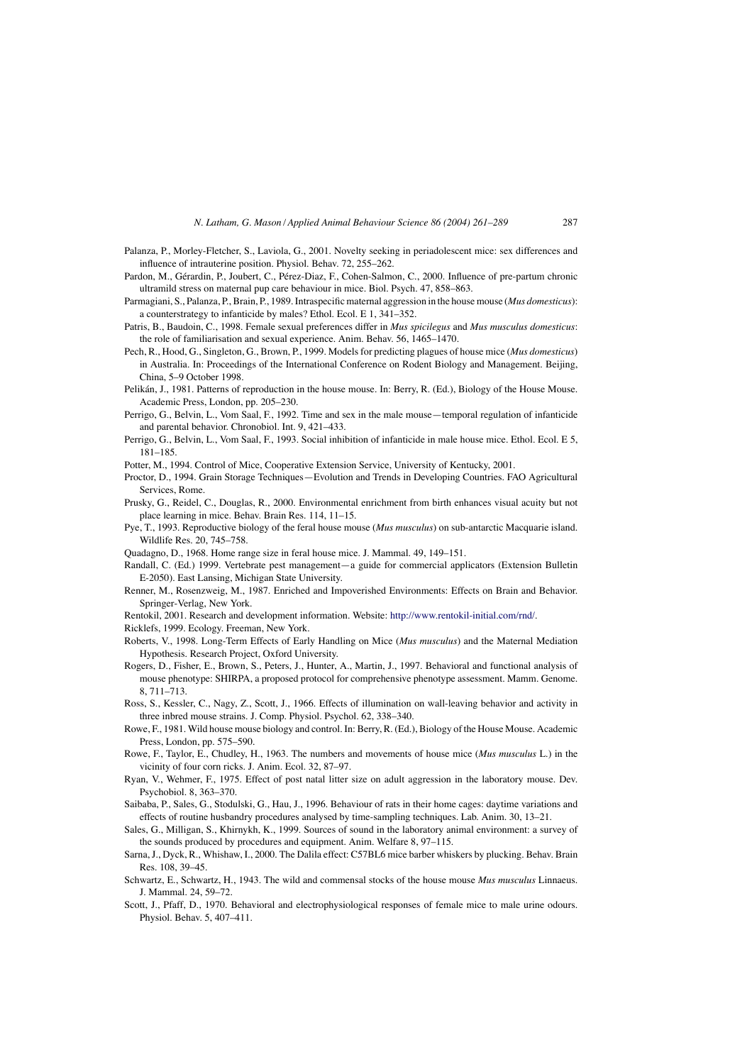Palanza, P., Morley-Fletcher, S., Laviola, G., 2001. Novelty seeking in periadolescent mice: sex differences and influence of intrauterine position. Physiol. Behav. 72, 255–262.

Pardon, M., Gérardin, P., Joubert, C., Pérez-Diaz, F., Cohen-Salmon, C., 2000. Influence of pre-partum chronic ultramild stress on maternal pup care behaviour in mice. Biol. Psych. 47, 858–863.

Parmagiani, S., Palanza, P., Brain, P., 1989. Intraspecific maternal aggression in the house mouse (*Mus domesticus*): a counterstrategy to infanticide by males? Ethol. Ecol. E 1, 341–352.

Patris, B., Baudoin, C., 1998. Female sexual preferences differ in *Mus spicilegus* and *Mus musculus domesticus*: the role of familiarisation and sexual experience. Anim. Behav. 56, 1465–1470.

Pech, R., Hood, G., Singleton, G., Brown, P., 1999. Models for predicting plagues of house mice (*Mus domesticus*) in Australia. In: Proceedings of the International Conference on Rodent Biology and Management. Beijing, China, 5–9 October 1998.

Pelikán, J., 1981. Patterns of reproduction in the house mouse. In: Berry, R. (Ed.), Biology of the House Mouse. Academic Press, London, pp. 205–230.

Perrigo, G., Belvin, L., Vom Saal, F., 1992. Time and sex in the male mouse—temporal regulation of infanticide and parental behavior. Chronobiol. Int. 9, 421–433.

Perrigo, G., Belvin, L., Vom Saal, F., 1993. Social inhibition of infanticide in male house mice. Ethol. Ecol. E 5, 181–185.

Potter, M., 1994. Control of Mice, Cooperative Extension Service, University of Kentucky, 2001.

Proctor, D., 1994. Grain Storage Techniques—Evolution and Trends in Developing Countries. FAO Agricultural Services, Rome.

Prusky, G., Reidel, C., Douglas, R., 2000. Environmental enrichment from birth enhances visual acuity but not place learning in mice. Behav. Brain Res. 114, 11–15.

Pye, T., 1993. Reproductive biology of the feral house mouse (*Mus musculus*) on sub-antarctic Macquarie island. Wildlife Res. 20, 745–758.

Quadagno, D., 1968. Home range size in feral house mice. J. Mammal. 49, 149–151.

Randall, C. (Ed.) 1999. Vertebrate pest management—a guide for commercial applicators (Extension Bulletin E-2050). East Lansing, Michigan State University.

Renner, M., Rosenzweig, M., 1987. Enriched and Impoverished Environments: Effects on Brain and Behavior. Springer-Verlag, New York.

Rentokil, 2001. Research and development information. Website: http://www.rentokil-initial.com/rnd/.

Ricklefs, 1999. Ecology. Freeman, New York.

Roberts, V., 1998. Long-Term Effects of Early Handling on Mice (*Mus musculus*) and the Maternal Mediation Hypothesis. Research Project, Oxford University.

Rogers, D., Fisher, E., Brown, S., Peters, J., Hunter, A., Martin, J., 1997. Behavioral and functional analysis of mouse phenotype: SHIRPA, a proposed protocol for comprehensive phenotype assessment. Mamm. Genome. 8, 711–713.

Ross, S., Kessler, C., Nagy, Z., Scott, J., 1966. Effects of illumination on wall-leaving behavior and activity in three inbred mouse strains. J. Comp. Physiol. Psychol. 62, 338–340.

Rowe, F., 1981. Wild house mouse biology and control. In: Berry, R. (Ed.), Biology of the House Mouse. Academic Press, London, pp. 575–590.

Rowe, F., Taylor, E., Chudley, H., 1963. The numbers and movements of house mice (*Mus musculus* L.) in the vicinity of four corn ricks. J. Anim. Ecol. 32, 87–97.

Ryan, V., Wehmer, F., 1975. Effect of post natal litter size on adult aggression in the laboratory mouse. Dev. Psychobiol. 8, 363–370.

Saibaba, P., Sales, G., Stodulski, G., Hau, J., 1996. Behaviour of rats in their home cages: daytime variations and effects of routine husbandry procedures analysed by time-sampling techniques. Lab. Anim. 30, 13–21.

Sales, G., Milligan, S., Khirnykh, K., 1999. Sources of sound in the laboratory animal environment: a survey of the sounds produced by procedures and equipment. Anim. Welfare 8, 97–115.

Sarna, J., Dyck, R., Whishaw, I., 2000. The Dalila effect: C57BL6 mice barber whiskers by plucking. Behav. Brain Res. 108, 39–45.

Schwartz, E., Schwartz, H., 1943. The wild and commensal stocks of the house mouse *Mus musculus* Linnaeus. J. Mammal. 24, 59–72.

Scott, J., Pfaff, D., 1970. Behavioral and electrophysiological responses of female mice to male urine odours. Physiol. Behav. 5, 407–411.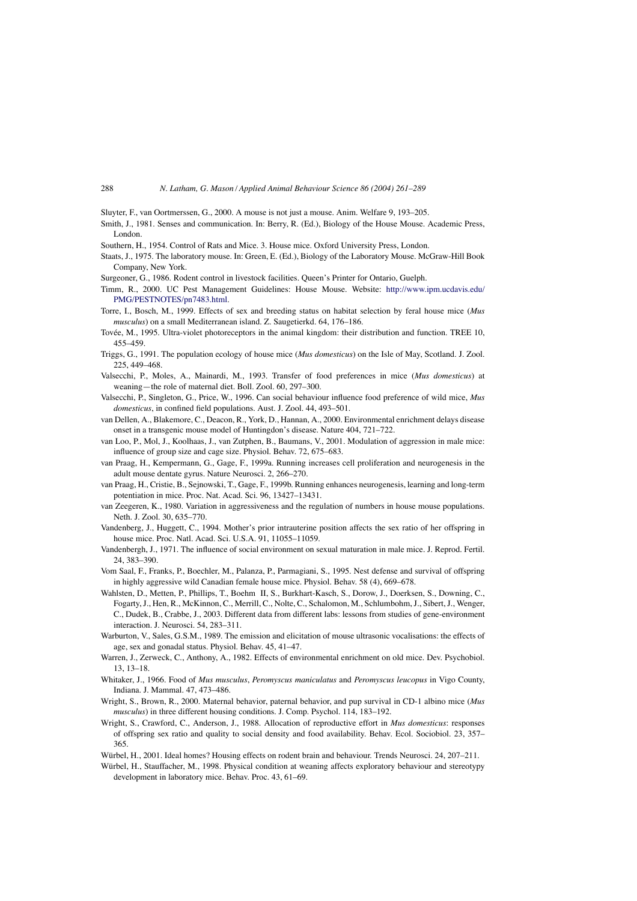Sluyter, F., van Oortmerssen, G., 2000. A mouse is not just a mouse. Anim. Welfare 9, 193–205.

Smith, J., 1981. Senses and communication. In: Berry, R. (Ed.), Biology of the House Mouse. Academic Press, London.

Southern, H., 1954. Control of Rats and Mice. 3. House mice. Oxford University Press, London.

Staats, J., 1975. The laboratory mouse. In: Green, E. (Ed.), Biology of the Laboratory Mouse. McGraw-Hill Book Company, New York.

Surgeoner, G., 1986. Rodent control in livestock facilities. Queen's Printer for Ontario, Guelph.

Timm, R., 2000. UC Pest Management Guidelines: House Mouse. Website: http://www.ipm.ucdavis.edu/PMG/PESTNOTES/pn7483.html.

Torre, I., Bosch, M., 1999. Effects of sex and breeding status on habitat selection by feral house mice (*Mus musculus*) on a small Mediterranean island. Z. Saugetierkd. 64, 176–186.

Tovée, M., 1995. Ultra-violet photoreceptors in the animal kingdom: their distribution and function. TREE 10, 455–459.

Triggs, G., 1991. The population ecology of house mice (*Mus domesticus*) on the Isle of May, Scotland. J. Zool. 225, 449–468.

Valsecchi, P., Moles, A., Mainardi, M., 1993. Transfer of food preferences in mice (*Mus domesticus*) at weaning—the role of maternal diet. Boll. Zool. 60, 297–300.

Valsecchi, P., Singleton, G., Price, W., 1996. Can social behaviour influence food preference of wild mice, *Mus domesticus*, in confined field populations. Aust. J. Zool. 44, 493–501.

van Dellen, A., Blakemore, C., Deacon, R., York, D., Hannan, A., 2000. Environmental enrichment delays disease onset in a transgenic mouse model of Huntingdon's disease. Nature 404, 721–722.

van Loo, P., Mol, J., Koolhaas, J., van Zutphen, B., Baumans, V., 2001. Modulation of aggression in male mice: influence of group size and cage size. Physiol. Behav. 72, 675–683.

van Praag, H., Kempermann, G., Gage, F., 1999a. Running increases cell proliferation and neurogenesis in the adult mouse dentate gyrus. Nature Neurosci. 2, 266–270.

van Praag, H., Cristie, B., Sejnowski, T., Gage, F., 1999b. Running enhances neurogenesis, learning and long-term potentiation in mice. Proc. Nat. Acad. Sci. 96, 13427–13431.

van Zeegeren, K., 1980. Variation in aggressiveness and the regulation of numbers in house mouse populations. Neth. J. Zool. 30, 635–770.

Vandenberg, J., Huggett, C., 1994. Mother's prior intrauterine position affects the sex ratio of her offspring in house mice. Proc. Natl. Acad. Sci. U.S.A. 91, 11055–11059.

Vandenbergh, J., 1971. The influence of social environment on sexual maturation in male mice. J. Reprod. Fertil. 24, 383–390.

Vom Saal, F., Franks, P., Boechler, M., Palanza, P., Parmagiani, S., 1995. Nest defense and survival of offspring in highly aggressive wild Canadian female house mice. Physiol. Behav. 58 (4), 669–678.

Wahlsten, D., Metten, P., Phillips, T., Boehm II, S., Burkhart-Kasch, S., Dorow, J., Doerksen, S., Downing, C., Fogarty, J., Hen, R., McKinnon, C., Merrill, C., Nolte, C., Schalomon, M., Schlumbohm, J., Sibert, J., Wenger, C., Dudek, B., Crabbe, J., 2003. Different data from different labs: lessons from studies of gene-environment interaction. J. Neurosci. 54, 283–311.

Warburton, V., Sales, G.S.M., 1989. The emission and elicitation of mouse ultrasonic vocalisations: the effects of age, sex and gonadal status. Physiol. Behav. 45, 41–47.

Warren, J., Zerweck, C., Anthony, A., 1982. Effects of environmental enrichment on old mice. Dev. Psychobiol. 13, 13–18.

Whitaker, J., 1966. Food of *Mus musculus*, *Peromyscus maniculatus* and *Peromyscus leucopus* in Vigo County, Indiana. J. Mammal. 47, 473–486.

Wright, S., Brown, R., 2000. Maternal behavior, paternal behavior, and pup survival in CD-1 albino mice (*Mus musculus*) in three different housing conditions. J. Comp. Psychol. 114, 183–192.

Wright, S., Crawford, C., Anderson, J., 1988. Allocation of reproductive effort in *Mus domesticus*: responses of offspring sex ratio and quality to social density and food availability. Behav. Ecol. Sociobiol. 23, 357–365.

Würbel, H., 2001. Ideal homes? Housing effects on rodent brain and behaviour. Trends Neurosci. 24, 207–211.

Würbel, H., Stauffacher, M., 1998. Physical condition at weaning affects exploratory behaviour and stereotypy development in laboratory mice. Behav. Proc. 43, 61–69.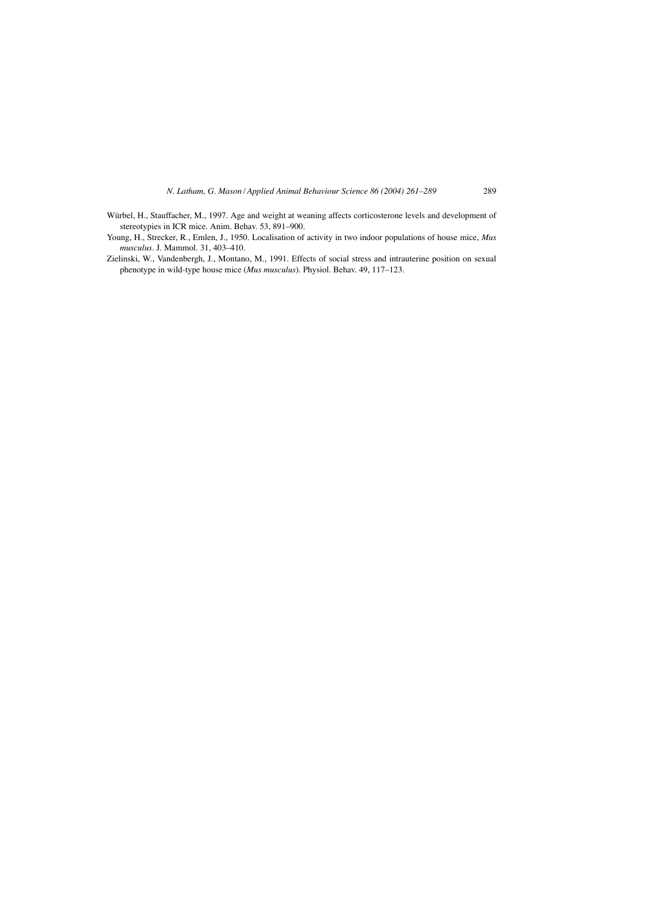Würbel, H., Stauffacher, M., 1997. Age and weight at weaning affects corticosterone levels and development of stereotypies in ICR mice. Anim. Behav. 53, 891–900.

Young, H., Strecker, R., Emlen, J., 1950. Localisation of activity in two indoor populations of house mice, *Mus musculus*. J. Mammol. 31, 403–410.

Zielinski, W., Vandenbergh, J., Montano, M., 1991. Effects of social stress and intrauterine position on sexual phenotype in wild-type house mice (*Mus musculus*). Physiol. Behav. 49, 117–123.